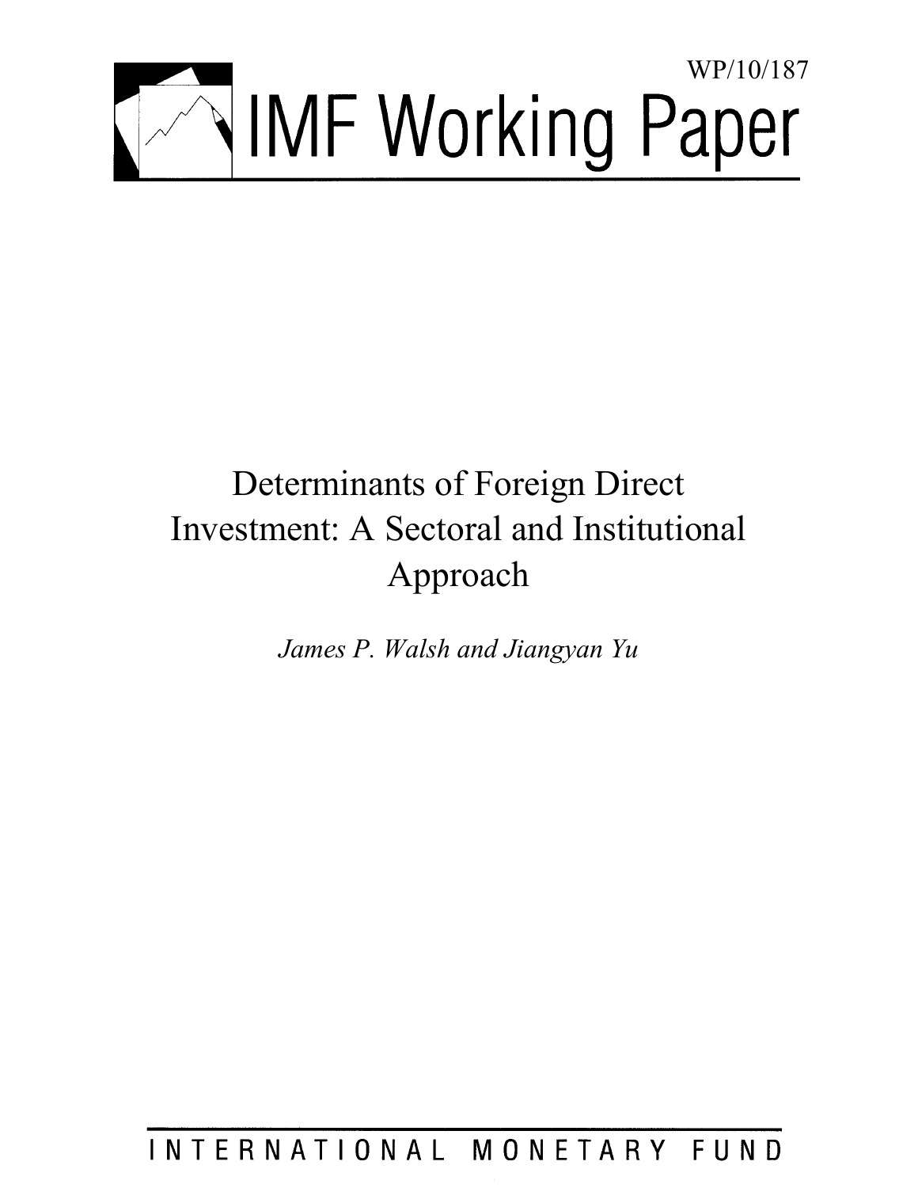WP/10/187

# IMF Working Paper

# Determinants of Foreign Direct Investment: A Sectoral and Institutional Approach

*James P. Walsh and Jiangyan Yu*

INTERNATIONAL MONETARY FUND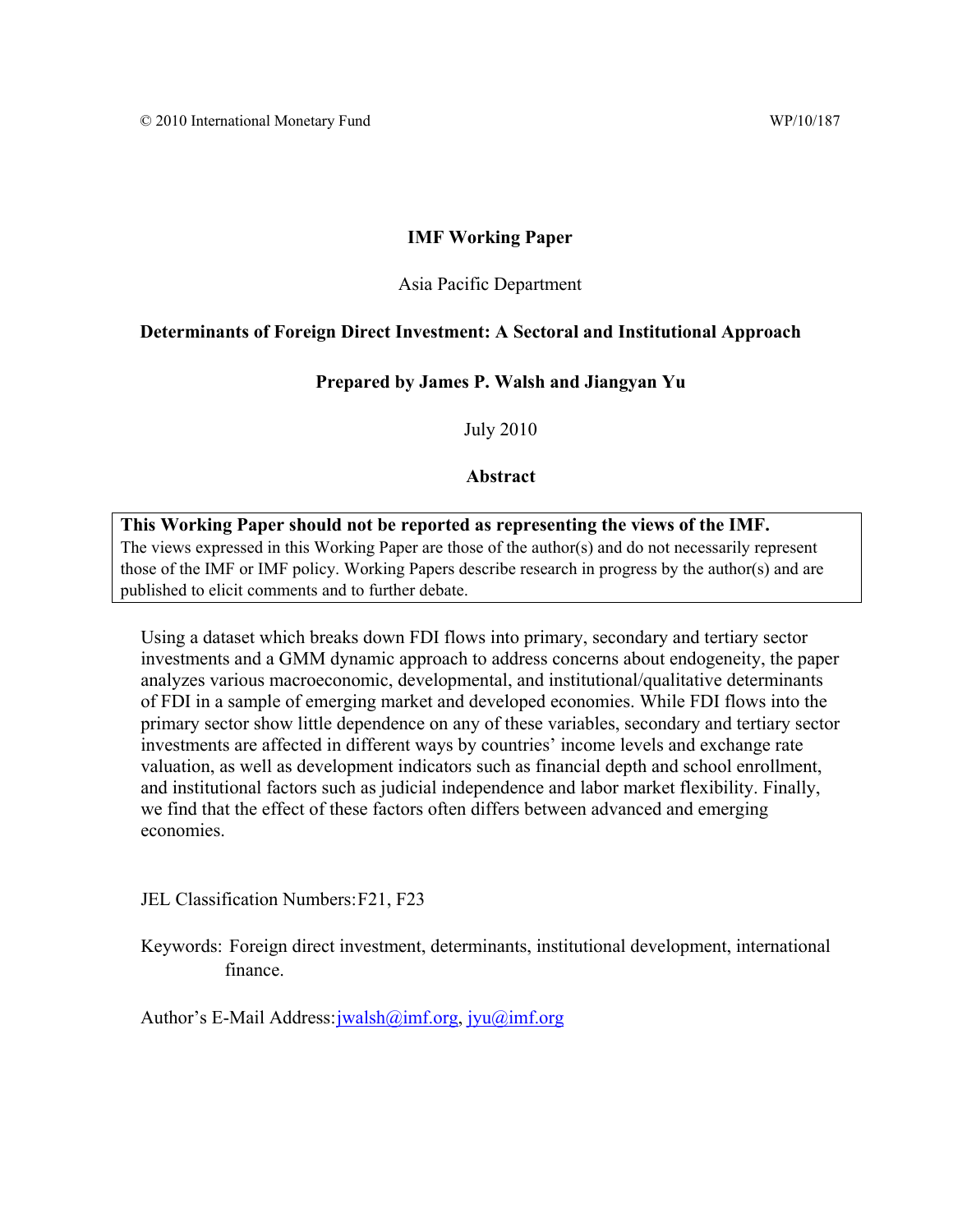© 2010 International Monetary Fund WP/10/187

**IMF Working Paper**

Asia Pacific Department

**Determinants of Foreign Direct Investment: A Sectoral and Institutional Approach**

**Prepared by James P. Walsh and Jiangyan Yu**

July 2010

**Abstract**

> **This Working Paper should not be reported as representing the views of the IMF.**
> The views expressed in this Working Paper are those of the author(s) and do not necessarily represent those of the IMF or IMF policy. Working Papers describe research in progress by the author(s) and are published to elicit comments and to further debate.

Using a dataset which breaks down FDI flows into primary, secondary and tertiary sector investments and a GMM dynamic approach to address concerns about endogeneity, the paper analyzes various macroeconomic, developmental, and institutional/qualitative determinants of FDI in a sample of emerging market and developed economies. While FDI flows into the primary sector show little dependence on any of these variables, secondary and tertiary sector investments are affected in different ways by countries' income levels and exchange rate valuation, as well as development indicators such as financial depth and school enrollment, and institutional factors such as judicial independence and labor market flexibility. Finally, we find that the effect of these factors often differs between advanced and emerging economies.

JEL Classification Numbers: F21, F23

Keywords: Foreign direct investment, determinants, institutional development, international finance.

Author's E-Mail Address: jwalsh@imf.org, jyu@imf.org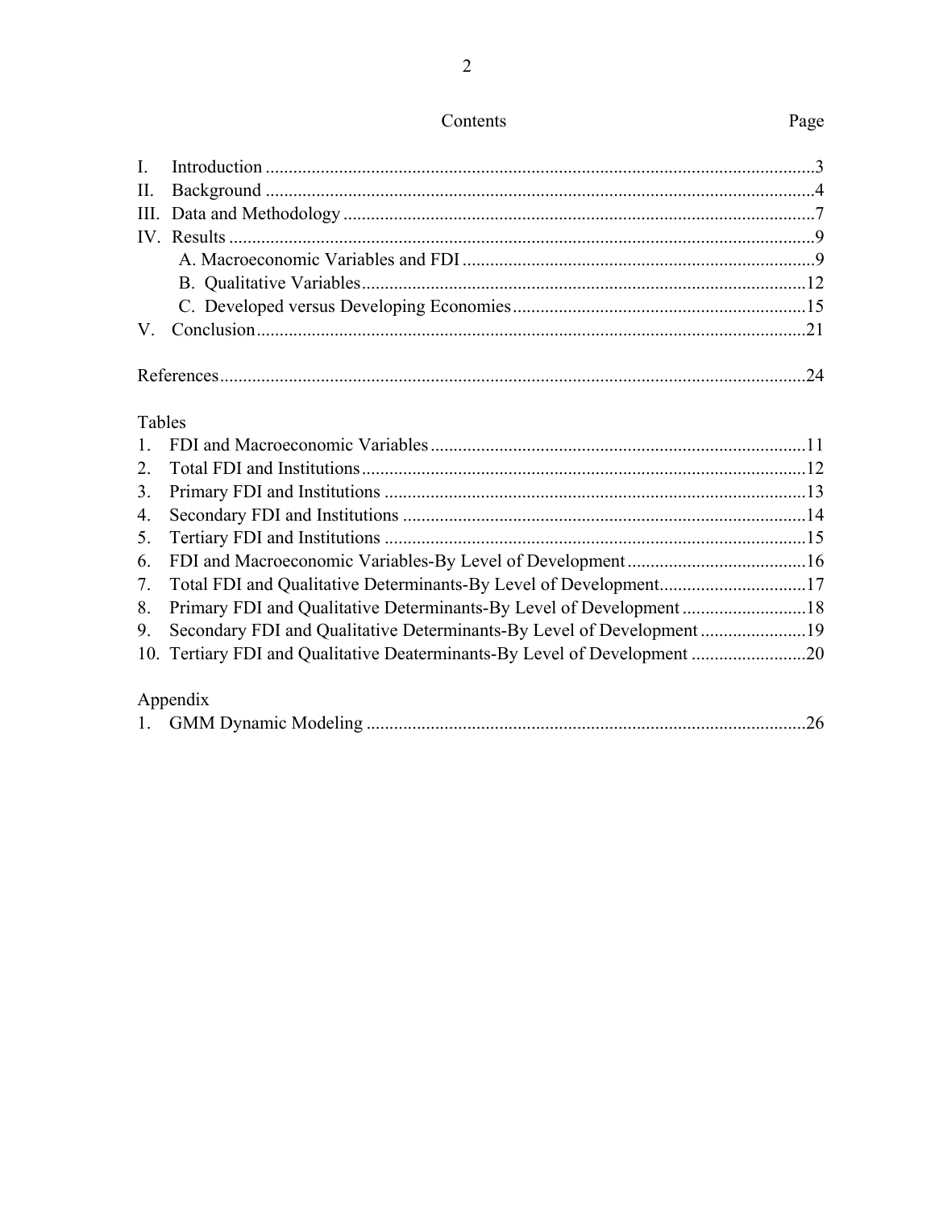Contents Page

I. Introduction ....................................................................................................................3
II. Background .....................................................................................................................4
III. Data and Methodology ....................................................................................................7
IV. Results .............................................................................................................................9
  A. Macroeconomic Variables and FDI ...........................................................................9
  B. Qualitative Variables ...............................................................................................12
  C. Developed versus Developing Economies ..............................................................15
V. Conclusion .....................................................................................................................21

References ...........................................................................................................................24

Tables

1. FDI and Macroeconomic Variables .................................................................................11
2. Total FDI and Institutions ................................................................................................12
3. Primary FDI and Institutions ...........................................................................................13
4. Secondary FDI and Institutions .......................................................................................14
5. Tertiary FDI and Institutions ...........................................................................................15
6. FDI and Macroeconomic Variables-By Level of Development .......................................16
7. Total FDI and Qualitative Determinants-By Level of Development................................17
8. Primary FDI and Qualitative Determinants-By Level of Development ...........................18
9. Secondary FDI and Qualitative Determinants-By Level of Development .......................19
10. Tertiary FDI and Qualitative Deaterminants-By Level of Development .........................20

Appendix

1. GMM Dynamic Modeling ...............................................................................................26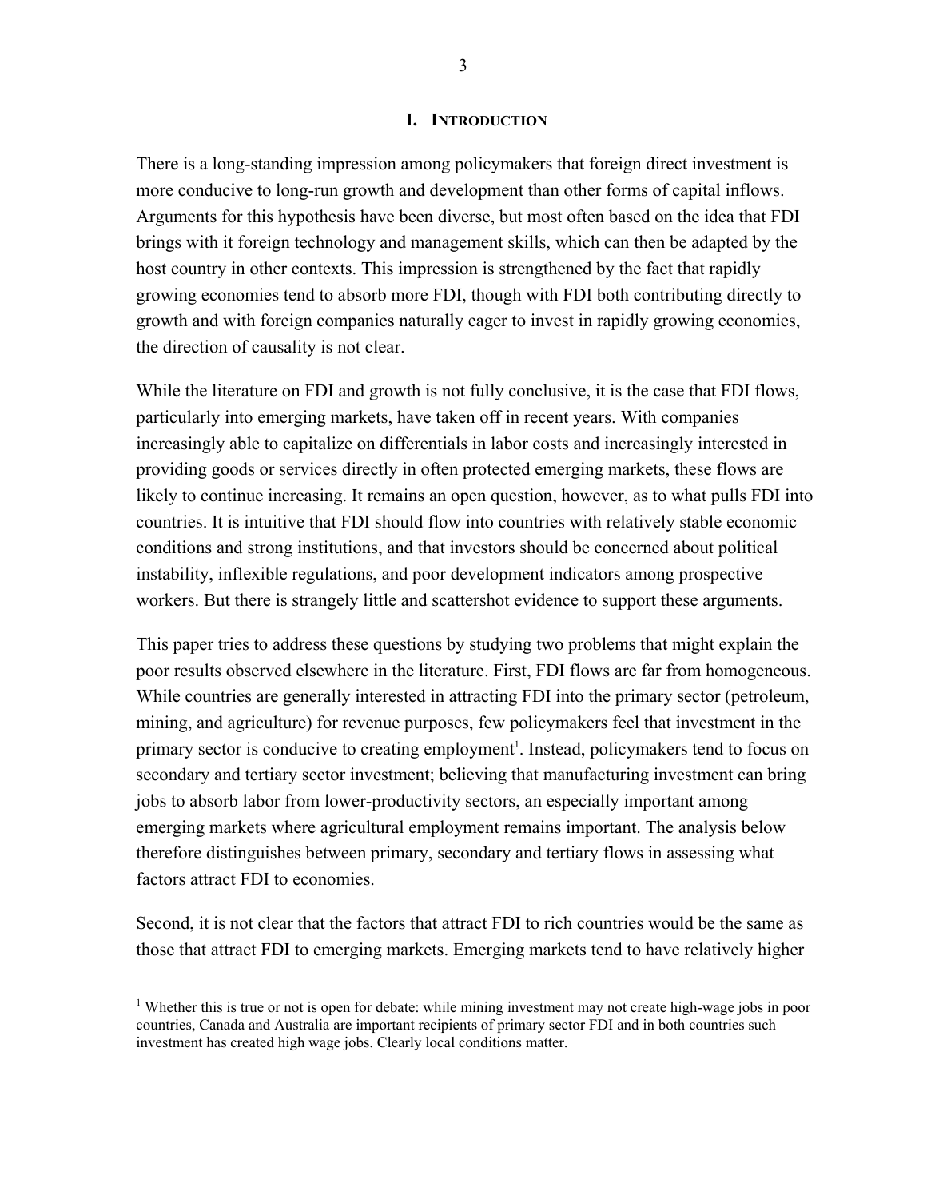# I. INTRODUCTION

There is a long-standing impression among policymakers that foreign direct investment is more conducive to long-run growth and development than other forms of capital inflows. Arguments for this hypothesis have been diverse, but most often based on the idea that FDI brings with it foreign technology and management skills, which can then be adapted by the host country in other contexts. This impression is strengthened by the fact that rapidly growing economies tend to absorb more FDI, though with FDI both contributing directly to growth and with foreign companies naturally eager to invest in rapidly growing economies, the direction of causality is not clear.

While the literature on FDI and growth is not fully conclusive, it is the case that FDI flows, particularly into emerging markets, have taken off in recent years. With companies increasingly able to capitalize on differentials in labor costs and increasingly interested in providing goods or services directly in often protected emerging markets, these flows are likely to continue increasing. It remains an open question, however, as to what pulls FDI into countries. It is intuitive that FDI should flow into countries with relatively stable economic conditions and strong institutions, and that investors should be concerned about political instability, inflexible regulations, and poor development indicators among prospective workers. But there is strangely little and scattershot evidence to support these arguments.

This paper tries to address these questions by studying two problems that might explain the poor results observed elsewhere in the literature. First, FDI flows are far from homogeneous. While countries are generally interested in attracting FDI into the primary sector (petroleum, mining, and agriculture) for revenue purposes, few policymakers feel that investment in the primary sector is conducive to creating employment[1]. Instead, policymakers tend to focus on secondary and tertiary sector investment; believing that manufacturing investment can bring jobs to absorb labor from lower-productivity sectors, an especially important among emerging markets where agricultural employment remains important. The analysis below therefore distinguishes between primary, secondary and tertiary flows in assessing what factors attract FDI to economies.

Second, it is not clear that the factors that attract FDI to rich countries would be the same as those that attract FDI to emerging markets. Emerging markets tend to have relatively higher

[1] Whether this is true or not is open for debate: while mining investment may not create high-wage jobs in poor countries, Canada and Australia are important recipients of primary sector FDI and in both countries such investment has created high wage jobs. Clearly local conditions matter.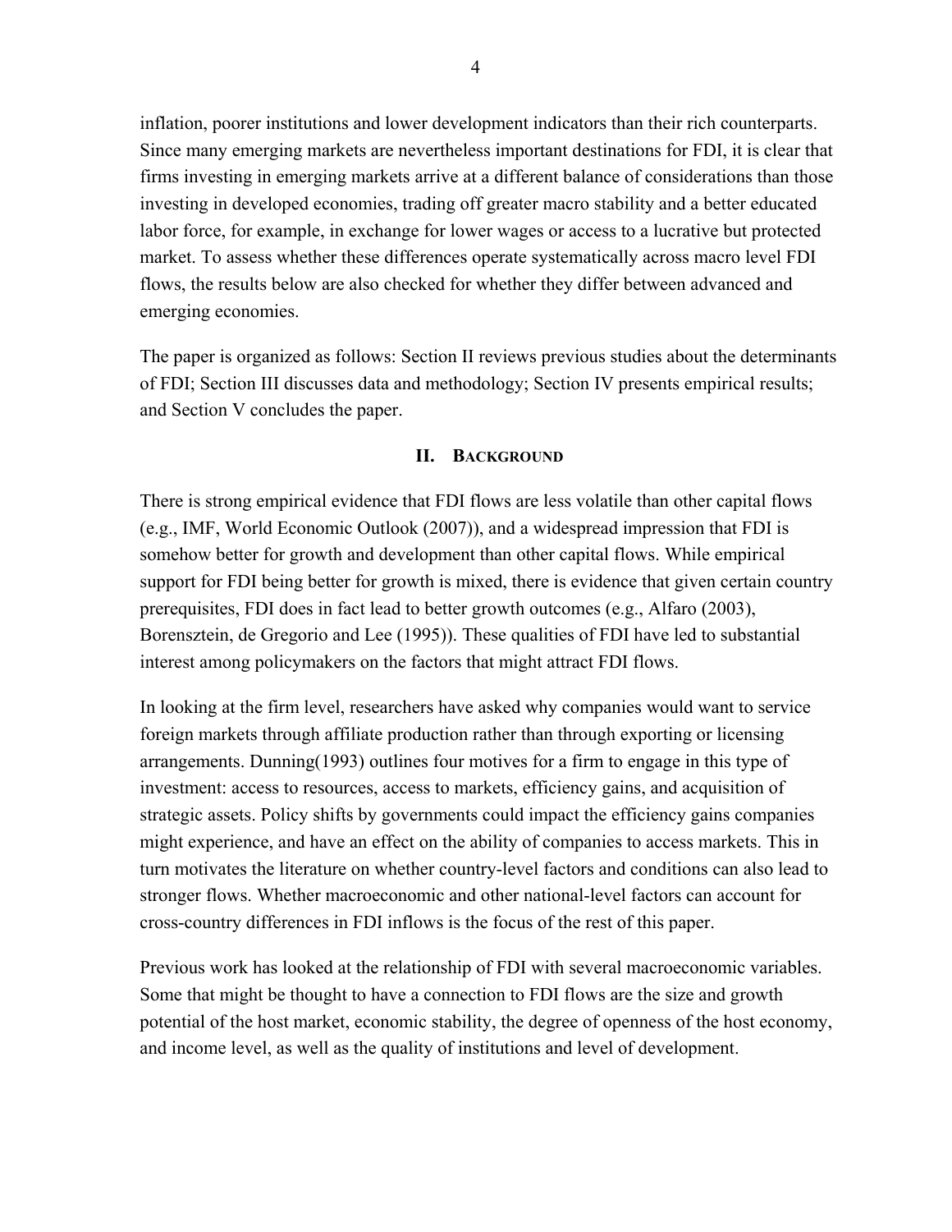inflation, poorer institutions and lower development indicators than their rich counterparts. Since many emerging markets are nevertheless important destinations for FDI, it is clear that firms investing in emerging markets arrive at a different balance of considerations than those investing in developed economies, trading off greater macro stability and a better educated labor force, for example, in exchange for lower wages or access to a lucrative but protected market. To assess whether these differences operate systematically across macro level FDI flows, the results below are also checked for whether they differ between advanced and emerging economies.

The paper is organized as follows: Section II reviews previous studies about the determinants of FDI; Section III discusses data and methodology; Section IV presents empirical results; and Section V concludes the paper.

## II. Background

There is strong empirical evidence that FDI flows are less volatile than other capital flows (e.g., IMF, World Economic Outlook (2007)), and a widespread impression that FDI is somehow better for growth and development than other capital flows. While empirical support for FDI being better for growth is mixed, there is evidence that given certain country prerequisites, FDI does in fact lead to better growth outcomes (e.g., Alfaro (2003), Borensztein, de Gregorio and Lee (1995)). These qualities of FDI have led to substantial interest among policymakers on the factors that might attract FDI flows.

In looking at the firm level, researchers have asked why companies would want to service foreign markets through affiliate production rather than through exporting or licensing arrangements. Dunning(1993) outlines four motives for a firm to engage in this type of investment: access to resources, access to markets, efficiency gains, and acquisition of strategic assets. Policy shifts by governments could impact the efficiency gains companies might experience, and have an effect on the ability of companies to access markets. This in turn motivates the literature on whether country-level factors and conditions can also lead to stronger flows. Whether macroeconomic and other national-level factors can account for cross-country differences in FDI inflows is the focus of the rest of this paper.

Previous work has looked at the relationship of FDI with several macroeconomic variables. Some that might be thought to have a connection to FDI flows are the size and growth potential of the host market, economic stability, the degree of openness of the host economy, and income level, as well as the quality of institutions and level of development.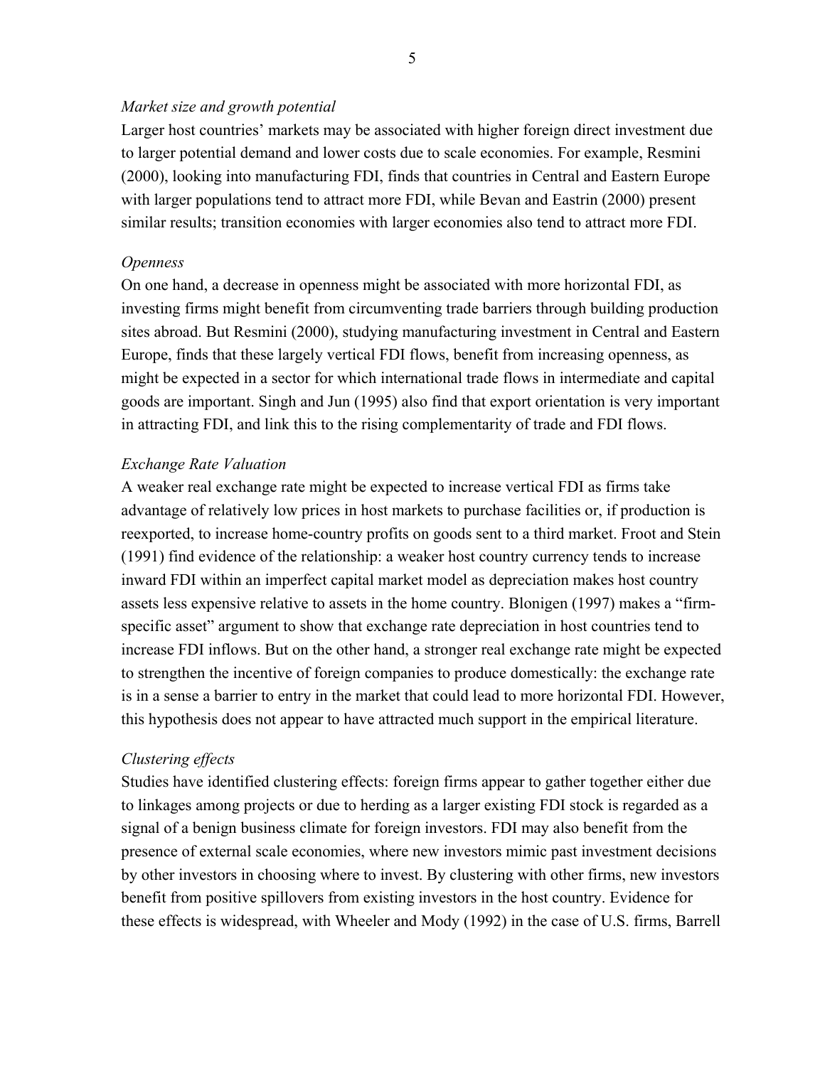*Market size and growth potential*

Larger host countries' markets may be associated with higher foreign direct investment due to larger potential demand and lower costs due to scale economies. For example, Resmini (2000), looking into manufacturing FDI, finds that countries in Central and Eastern Europe with larger populations tend to attract more FDI, while Bevan and Eastrin (2000) present similar results; transition economies with larger economies also tend to attract more FDI.

*Openness*

On one hand, a decrease in openness might be associated with more horizontal FDI, as investing firms might benefit from circumventing trade barriers through building production sites abroad. But Resmini (2000), studying manufacturing investment in Central and Eastern Europe, finds that these largely vertical FDI flows, benefit from increasing openness, as might be expected in a sector for which international trade flows in intermediate and capital goods are important. Singh and Jun (1995) also find that export orientation is very important in attracting FDI, and link this to the rising complementarity of trade and FDI flows.

*Exchange Rate Valuation*

A weaker real exchange rate might be expected to increase vertical FDI as firms take advantage of relatively low prices in host markets to purchase facilities or, if production is reexported, to increase home-country profits on goods sent to a third market. Froot and Stein (1991) find evidence of the relationship: a weaker host country currency tends to increase inward FDI within an imperfect capital market model as depreciation makes host country assets less expensive relative to assets in the home country. Blonigen (1997) makes a "firm-specific asset" argument to show that exchange rate depreciation in host countries tend to increase FDI inflows. But on the other hand, a stronger real exchange rate might be expected to strengthen the incentive of foreign companies to produce domestically: the exchange rate is in a sense a barrier to entry in the market that could lead to more horizontal FDI. However, this hypothesis does not appear to have attracted much support in the empirical literature.

*Clustering effects*

Studies have identified clustering effects: foreign firms appear to gather together either due to linkages among projects or due to herding as a larger existing FDI stock is regarded as a signal of a benign business climate for foreign investors. FDI may also benefit from the presence of external scale economies, where new investors mimic past investment decisions by other investors in choosing where to invest. By clustering with other firms, new investors benefit from positive spillovers from existing investors in the host country. Evidence for these effects is widespread, with Wheeler and Mody (1992) in the case of U.S. firms, Barrell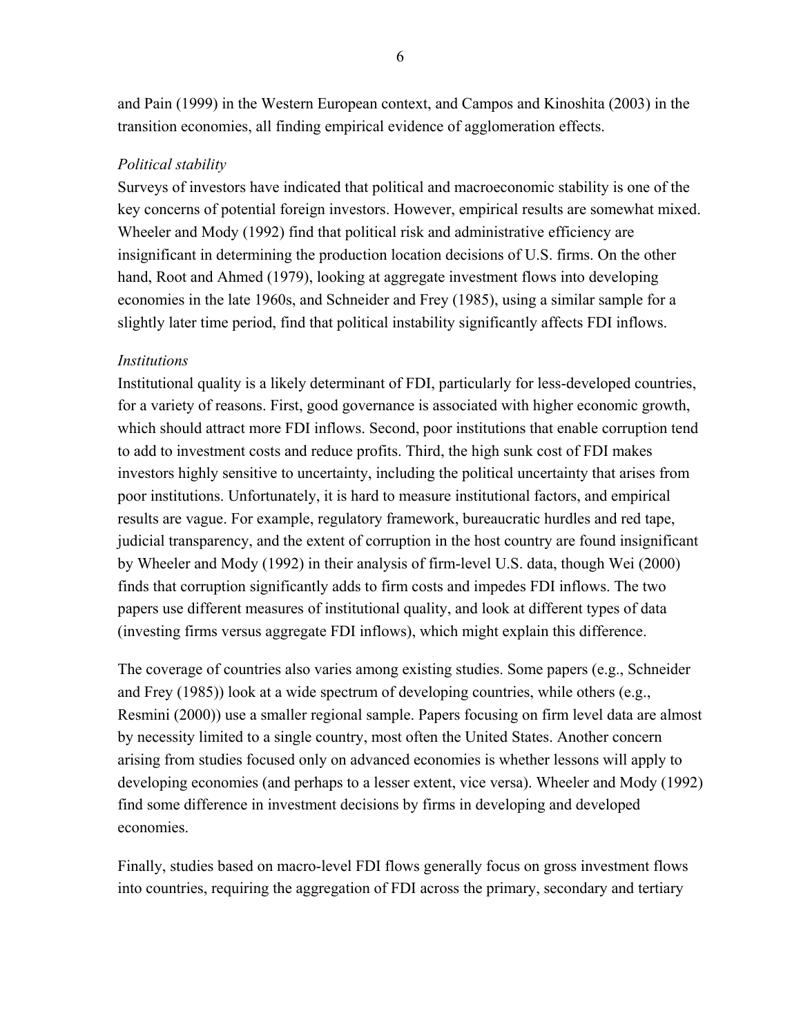and Pain (1999) in the Western European context, and Campos and Kinoshita (2003) in the transition economies, all finding empirical evidence of agglomeration effects.

*Political stability*

Surveys of investors have indicated that political and macroeconomic stability is one of the key concerns of potential foreign investors. However, empirical results are somewhat mixed. Wheeler and Mody (1992) find that political risk and administrative efficiency are insignificant in determining the production location decisions of U.S. firms. On the other hand, Root and Ahmed (1979), looking at aggregate investment flows into developing economies in the late 1960s, and Schneider and Frey (1985), using a similar sample for a slightly later time period, find that political instability significantly affects FDI inflows.

*Institutions*

Institutional quality is a likely determinant of FDI, particularly for less-developed countries, for a variety of reasons. First, good governance is associated with higher economic growth, which should attract more FDI inflows. Second, poor institutions that enable corruption tend to add to investment costs and reduce profits. Third, the high sunk cost of FDI makes investors highly sensitive to uncertainty, including the political uncertainty that arises from poor institutions. Unfortunately, it is hard to measure institutional factors, and empirical results are vague. For example, regulatory framework, bureaucratic hurdles and red tape, judicial transparency, and the extent of corruption in the host country are found insignificant by Wheeler and Mody (1992) in their analysis of firm-level U.S. data, though Wei (2000) finds that corruption significantly adds to firm costs and impedes FDI inflows. The two papers use different measures of institutional quality, and look at different types of data (investing firms versus aggregate FDI inflows), which might explain this difference.

The coverage of countries also varies among existing studies. Some papers (e.g., Schneider and Frey (1985)) look at a wide spectrum of developing countries, while others (e.g., Resmini (2000)) use a smaller regional sample. Papers focusing on firm level data are almost by necessity limited to a single country, most often the United States. Another concern arising from studies focused only on advanced economies is whether lessons will apply to developing economies (and perhaps to a lesser extent, vice versa). Wheeler and Mody (1992) find some difference in investment decisions by firms in developing and developed economies.

Finally, studies based on macro-level FDI flows generally focus on gross investment flows into countries, requiring the aggregation of FDI across the primary, secondary and tertiary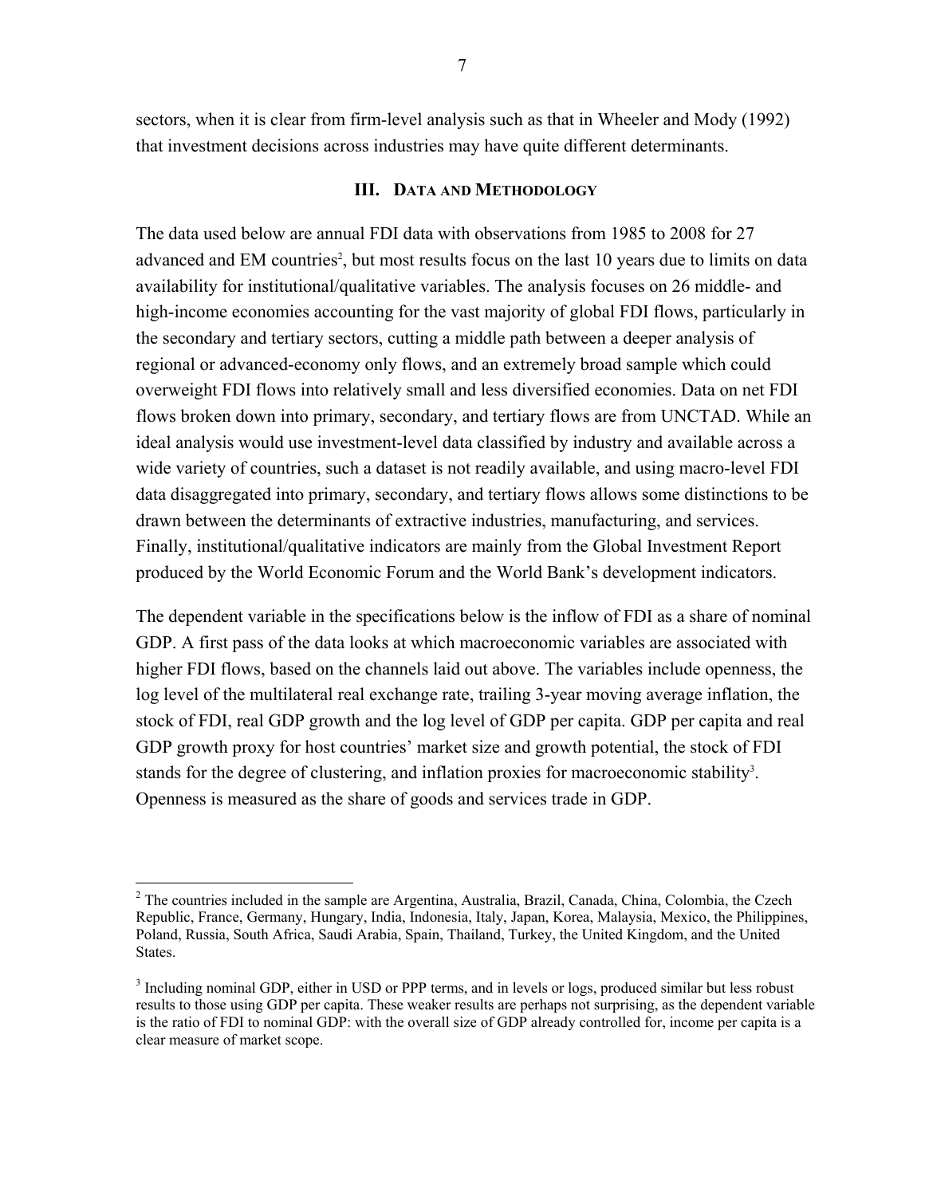sectors, when it is clear from firm-level analysis such as that in Wheeler and Mody (1992) that investment decisions across industries may have quite different determinants.

## III. Data and Methodology

The data used below are annual FDI data with observations from 1985 to 2008 for 27 advanced and EM countries[2], but most results focus on the last 10 years due to limits on data availability for institutional/qualitative variables. The analysis focuses on 26 middle- and high-income economies accounting for the vast majority of global FDI flows, particularly in the secondary and tertiary sectors, cutting a middle path between a deeper analysis of regional or advanced-economy only flows, and an extremely broad sample which could overweight FDI flows into relatively small and less diversified economies. Data on net FDI flows broken down into primary, secondary, and tertiary flows are from UNCTAD. While an ideal analysis would use investment-level data classified by industry and available across a wide variety of countries, such a dataset is not readily available, and using macro-level FDI data disaggregated into primary, secondary, and tertiary flows allows some distinctions to be drawn between the determinants of extractive industries, manufacturing, and services. Finally, institutional/qualitative indicators are mainly from the Global Investment Report produced by the World Economic Forum and the World Bank's development indicators.

The dependent variable in the specifications below is the inflow of FDI as a share of nominal GDP. A first pass of the data looks at which macroeconomic variables are associated with higher FDI flows, based on the channels laid out above. The variables include openness, the log level of the multilateral real exchange rate, trailing 3-year moving average inflation, the stock of FDI, real GDP growth and the log level of GDP per capita. GDP per capita and real GDP growth proxy for host countries' market size and growth potential, the stock of FDI stands for the degree of clustering, and inflation proxies for macroeconomic stability[3]. Openness is measured as the share of goods and services trade in GDP.

---

[2] The countries included in the sample are Argentina, Australia, Brazil, Canada, China, Colombia, the Czech Republic, France, Germany, Hungary, India, Indonesia, Italy, Japan, Korea, Malaysia, Mexico, the Philippines, Poland, Russia, South Africa, Saudi Arabia, Spain, Thailand, Turkey, the United Kingdom, and the United States.

[3] Including nominal GDP, either in USD or PPP terms, and in levels or logs, produced similar but less robust results to those using GDP per capita. These weaker results are perhaps not surprising, as the dependent variable is the ratio of FDI to nominal GDP: with the overall size of GDP already controlled for, income per capita is a clear measure of market scope.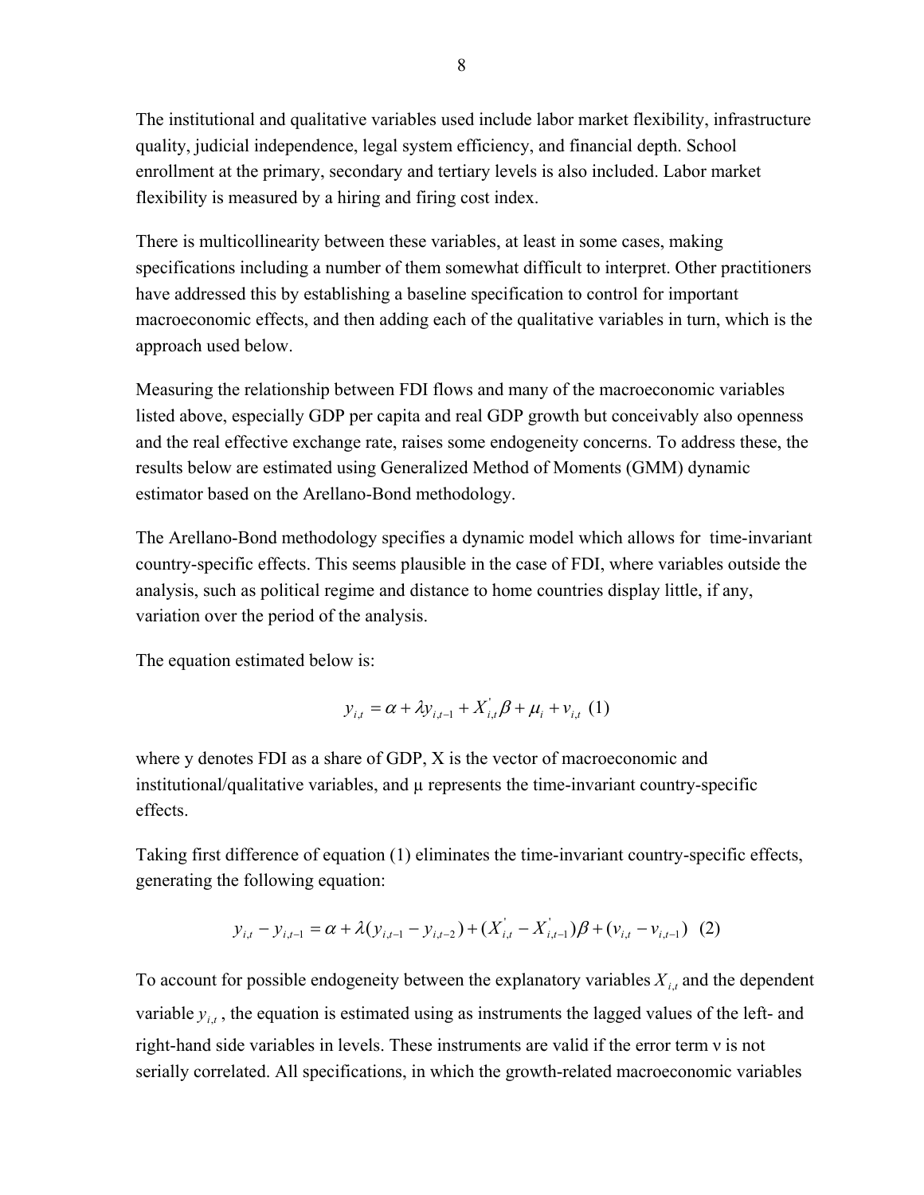The institutional and qualitative variables used include labor market flexibility, infrastructure quality, judicial independence, legal system efficiency, and financial depth. School enrollment at the primary, secondary and tertiary levels is also included. Labor market flexibility is measured by a hiring and firing cost index.

There is multicollinearity between these variables, at least in some cases, making specifications including a number of them somewhat difficult to interpret. Other practitioners have addressed this by establishing a baseline specification to control for important macroeconomic effects, and then adding each of the qualitative variables in turn, which is the approach used below.

Measuring the relationship between FDI flows and many of the macroeconomic variables listed above, especially GDP per capita and real GDP growth but conceivably also openness and the real effective exchange rate, raises some endogeneity concerns. To address these, the results below are estimated using Generalized Method of Moments (GMM) dynamic estimator based on the Arellano-Bond methodology.

The Arellano-Bond methodology specifies a dynamic model which allows for time-invariant country-specific effects. This seems plausible in the case of FDI, where variables outside the analysis, such as political regime and distance to home countries display little, if any, variation over the period of the analysis.

The equation estimated below is:

$$y_{i,t} = \alpha + \lambda y_{i,t-1} + X^{'}_{i,t}\beta + \mu_i + v_{i,t} \quad (1)$$

where y denotes FDI as a share of GDP, X is the vector of macroeconomic and institutional/qualitative variables, and μ represents the time-invariant country-specific effects.

Taking first difference of equation (1) eliminates the time-invariant country-specific effects, generating the following equation:

$$y_{i,t} - y_{i,t-1} = \alpha + \lambda(y_{i,t-1} - y_{i,t-2}) + (X^{'}_{i,t} - X^{'}_{i,t-1})\beta + (v_{i,t} - v_{i,t-1}) \quad (2)$$

To account for possible endogeneity between the explanatory variables $X_{i,t}$ and the dependent variable $y_{i,t}$, the equation is estimated using as instruments the lagged values of the left- and right-hand side variables in levels. These instruments are valid if the error term ν is not serially correlated. All specifications, in which the growth-related macroeconomic variables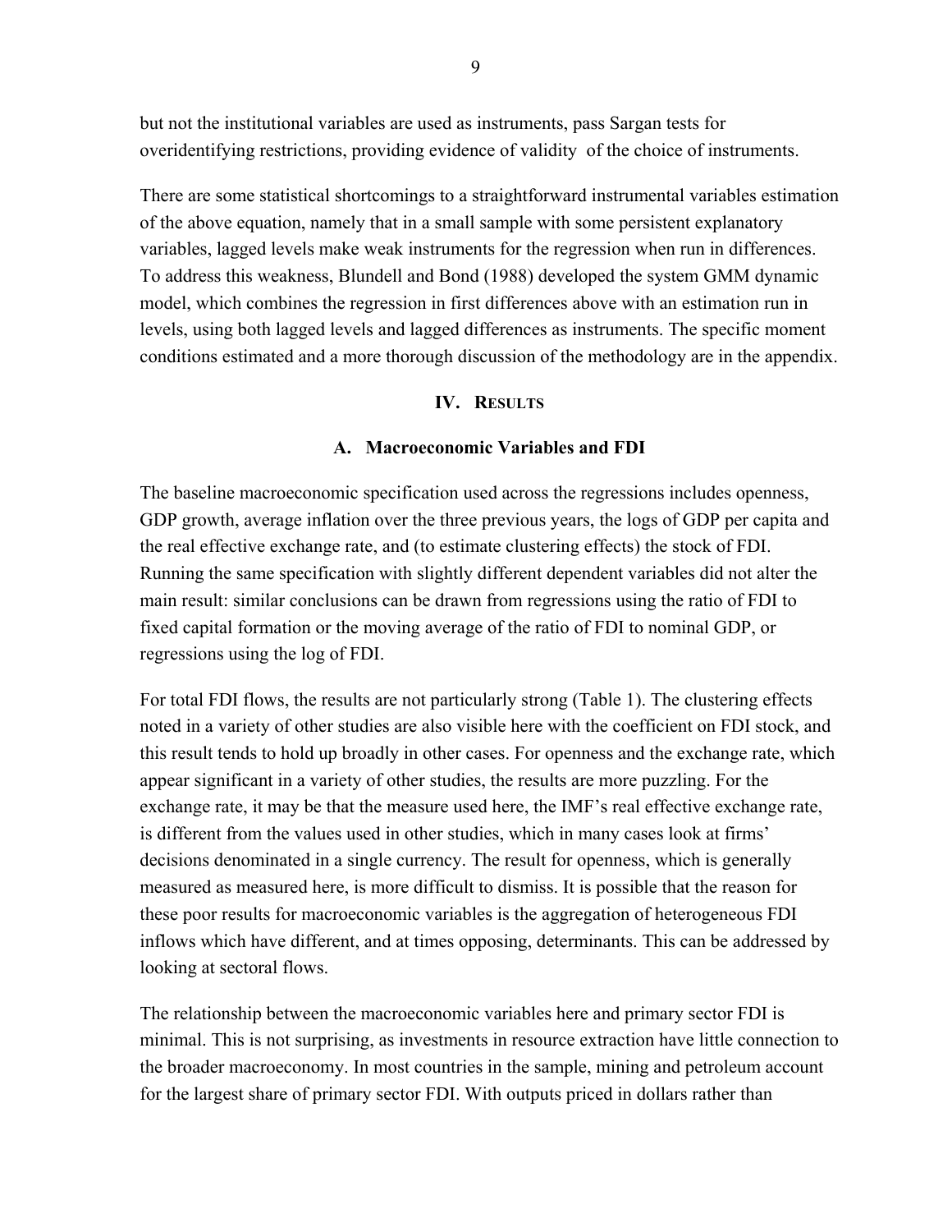but not the institutional variables are used as instruments, pass Sargan tests for overidentifying restrictions, providing evidence of validity  of the choice of instruments.

There are some statistical shortcomings to a straightforward instrumental variables estimation of the above equation, namely that in a small sample with some persistent explanatory variables, lagged levels make weak instruments for the regression when run in differences. To address this weakness, Blundell and Bond (1988) developed the system GMM dynamic model, which combines the regression in first differences above with an estimation run in levels, using both lagged levels and lagged differences as instruments. The specific moment conditions estimated and a more thorough discussion of the methodology are in the appendix.

## IV. Results

### A. Macroeconomic Variables and FDI

The baseline macroeconomic specification used across the regressions includes openness, GDP growth, average inflation over the three previous years, the logs of GDP per capita and the real effective exchange rate, and (to estimate clustering effects) the stock of FDI. Running the same specification with slightly different dependent variables did not alter the main result: similar conclusions can be drawn from regressions using the ratio of FDI to fixed capital formation or the moving average of the ratio of FDI to nominal GDP, or regressions using the log of FDI.

For total FDI flows, the results are not particularly strong (Table 1). The clustering effects noted in a variety of other studies are also visible here with the coefficient on FDI stock, and this result tends to hold up broadly in other cases. For openness and the exchange rate, which appear significant in a variety of other studies, the results are more puzzling. For the exchange rate, it may be that the measure used here, the IMF's real effective exchange rate, is different from the values used in other studies, which in many cases look at firms' decisions denominated in a single currency. The result for openness, which is generally measured as measured here, is more difficult to dismiss. It is possible that the reason for these poor results for macroeconomic variables is the aggregation of heterogeneous FDI inflows which have different, and at times opposing, determinants. This can be addressed by looking at sectoral flows.

The relationship between the macroeconomic variables here and primary sector FDI is minimal. This is not surprising, as investments in resource extraction have little connection to the broader macroeconomy. In most countries in the sample, mining and petroleum account for the largest share of primary sector FDI. With outputs priced in dollars rather than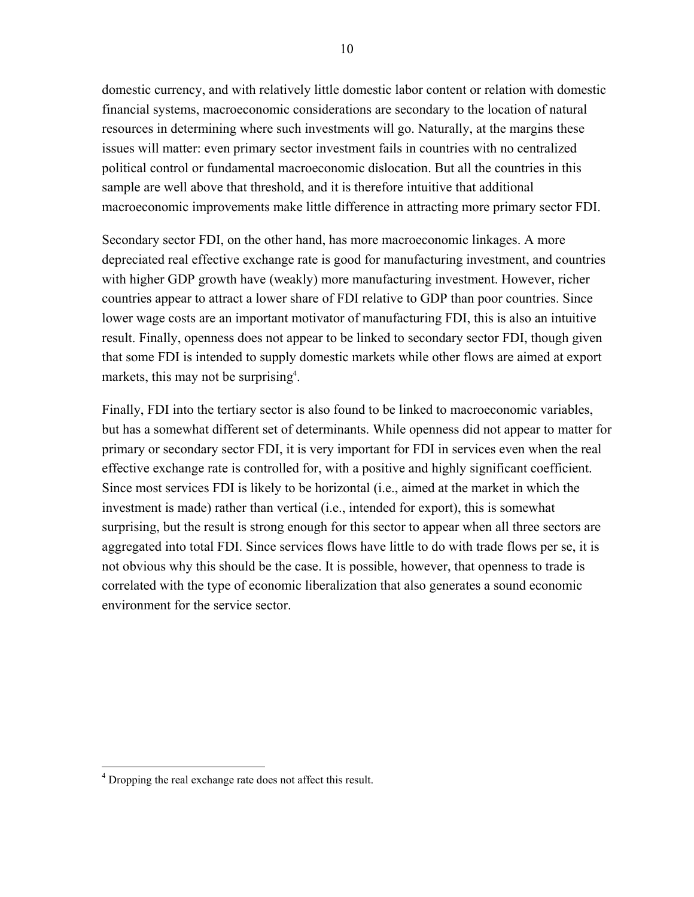domestic currency, and with relatively little domestic labor content or relation with domestic financial systems, macroeconomic considerations are secondary to the location of natural resources in determining where such investments will go. Naturally, at the margins these issues will matter: even primary sector investment fails in countries with no centralized political control or fundamental macroeconomic dislocation. But all the countries in this sample are well above that threshold, and it is therefore intuitive that additional macroeconomic improvements make little difference in attracting more primary sector FDI.

Secondary sector FDI, on the other hand, has more macroeconomic linkages. A more depreciated real effective exchange rate is good for manufacturing investment, and countries with higher GDP growth have (weakly) more manufacturing investment. However, richer countries appear to attract a lower share of FDI relative to GDP than poor countries. Since lower wage costs are an important motivator of manufacturing FDI, this is also an intuitive result. Finally, openness does not appear to be linked to secondary sector FDI, though given that some FDI is intended to supply domestic markets while other flows are aimed at export markets, this may not be surprising[4].

Finally, FDI into the tertiary sector is also found to be linked to macroeconomic variables, but has a somewhat different set of determinants. While openness did not appear to matter for primary or secondary sector FDI, it is very important for FDI in services even when the real effective exchange rate is controlled for, with a positive and highly significant coefficient. Since most services FDI is likely to be horizontal (i.e., aimed at the market in which the investment is made) rather than vertical (i.e., intended for export), this is somewhat surprising, but the result is strong enough for this sector to appear when all three sectors are aggregated into total FDI. Since services flows have little to do with trade flows per se, it is not obvious why this should be the case. It is possible, however, that openness to trade is correlated with the type of economic liberalization that also generates a sound economic environment for the service sector.

---

[4] Dropping the real exchange rate does not affect this result.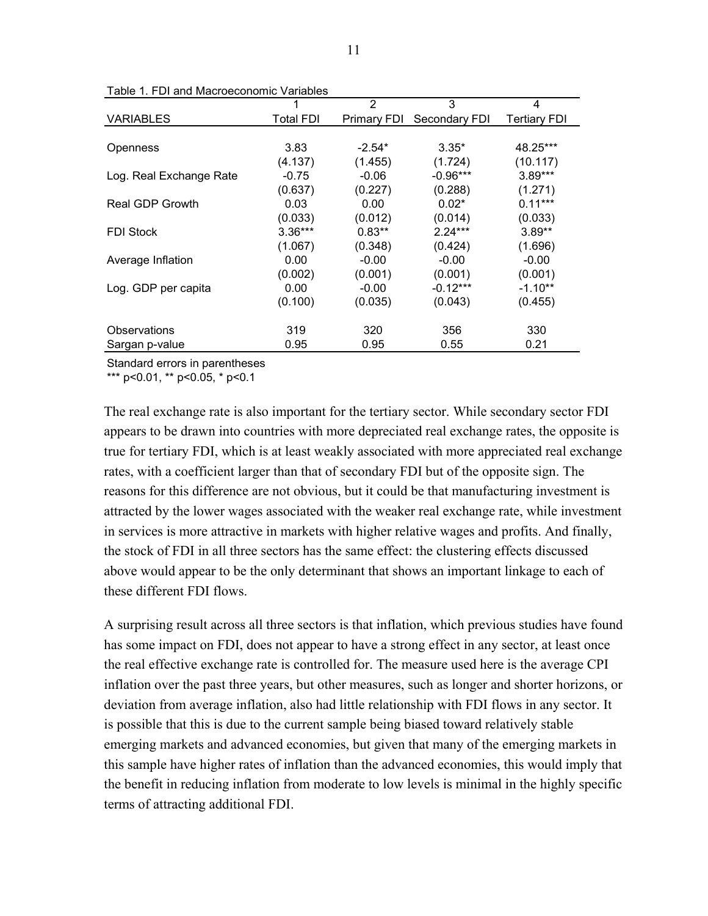Table 1. FDI and Macroeconomic Variables

| | 1 | 2 | 3 | 4 |
|---|---|---|---|---|
| VARIABLES | Total FDI | Primary FDI | Secondary FDI | Tertiary FDI |
| Openness | 3.83 | -2.54* | 3.35* | 48.25*** |
| | (4.137) | (1.455) | (1.724) | (10.117) |
| Log. Real Exchange Rate | -0.75 | -0.06 | -0.96*** | 3.89*** |
| | (0.637) | (0.227) | (0.288) | (1.271) |
| Real GDP Growth | 0.03 | 0.00 | 0.02* | 0.11*** |
| | (0.033) | (0.012) | (0.014) | (0.033) |
| FDI Stock | 3.36*** | 0.83** | 2.24*** | 3.89** |
| | (1.067) | (0.348) | (0.424) | (1.696) |
| Average Inflation | 0.00 | -0.00 | -0.00 | -0.00 |
| | (0.002) | (0.001) | (0.001) | (0.001) |
| Log. GDP per capita | 0.00 | -0.00 | -0.12*** | -1.10** |
| | (0.100) | (0.035) | (0.043) | (0.455) |
| Observations | 319 | 320 | 356 | 330 |
| Sargan p-value | 0.95 | 0.95 | 0.55 | 0.21 |

Standard errors in parentheses

*** p<0.01, ** p<0.05, * p<0.1

The real exchange rate is also important for the tertiary sector. While secondary sector FDI appears to be drawn into countries with more depreciated real exchange rates, the opposite is true for tertiary FDI, which is at least weakly associated with more appreciated real exchange rates, with a coefficient larger than that of secondary FDI but of the opposite sign. The reasons for this difference are not obvious, but it could be that manufacturing investment is attracted by the lower wages associated with the weaker real exchange rate, while investment in services is more attractive in markets with higher relative wages and profits. And finally, the stock of FDI in all three sectors has the same effect: the clustering effects discussed above would appear to be the only determinant that shows an important linkage to each of these different FDI flows.

A surprising result across all three sectors is that inflation, which previous studies have found has some impact on FDI, does not appear to have a strong effect in any sector, at least once the real effective exchange rate is controlled for. The measure used here is the average CPI inflation over the past three years, but other measures, such as longer and shorter horizons, or deviation from average inflation, also had little relationship with FDI flows in any sector. It is possible that this is due to the current sample being biased toward relatively stable emerging markets and advanced economies, but given that many of the emerging markets in this sample have higher rates of inflation than the advanced economies, this would imply that the benefit in reducing inflation from moderate to low levels is minimal in the highly specific terms of attracting additional FDI.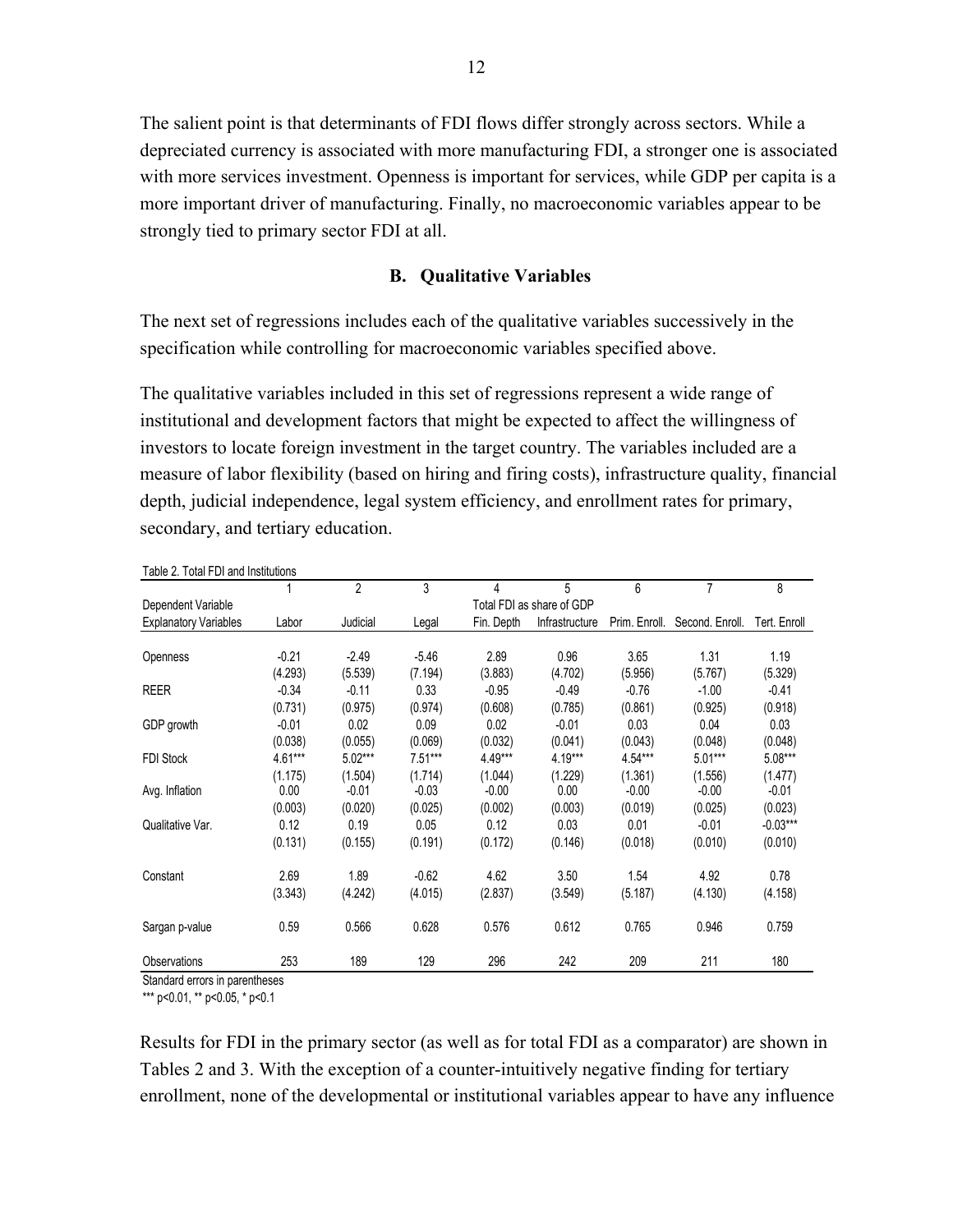The salient point is that determinants of FDI flows differ strongly across sectors. While a depreciated currency is associated with more manufacturing FDI, a stronger one is associated with more services investment. Openness is important for services, while GDP per capita is a more important driver of manufacturing. Finally, no macroeconomic variables appear to be strongly tied to primary sector FDI at all.

### B. Qualitative Variables

The next set of regressions includes each of the qualitative variables successively in the specification while controlling for macroeconomic variables specified above.

The qualitative variables included in this set of regressions represent a wide range of institutional and development factors that might be expected to affect the willingness of investors to locate foreign investment in the target country. The variables included are a measure of labor flexibility (based on hiring and firing costs), infrastructure quality, financial depth, judicial independence, legal system efficiency, and enrollment rates for primary, secondary, and tertiary education.

Table 2. Total FDI and Institutions

| | 1 | 2 | 3 | 4 | 5 | 6 | 7 | 8 |
|---|---|---|---|---|---|---|---|---|
| Dependent Variable | | | | | Total FDI as share of GDP | | | |
| Explanatory Variables | Labor | Judicial | Legal | Fin. Depth | Infrastructure | Prim. Enroll. | Second. Enroll. | Tert. Enroll |
| Openness | -0.21 | -2.49 | -5.46 | 2.89 | 0.96 | 3.65 | 1.31 | 1.19 |
| | (4.293) | (5.539) | (7.194) | (3.883) | (4.702) | (5.956) | (5.767) | (5.329) |
| REER | -0.34 | -0.11 | 0.33 | -0.95 | -0.49 | -0.76 | -1.00 | -0.41 |
| | (0.731) | (0.975) | (0.974) | (0.608) | (0.785) | (0.861) | (0.925) | (0.918) |
| GDP growth | -0.01 | 0.02 | 0.09 | 0.02 | -0.01 | 0.03 | 0.04 | 0.03 |
| | (0.038) | (0.055) | (0.069) | (0.032) | (0.041) | (0.043) | (0.048) | (0.048) |
| FDI Stock | 4.61*** | 5.02*** | 7.51*** | 4.49*** | 4.19*** | 4.54*** | 5.01*** | 5.08*** |
| | (1.175) | (1.504) | (1.714) | (1.044) | (1.229) | (1.361) | (1.556) | (1.477) |
| Avg. Inflation | 0.00 | -0.01 | -0.03 | -0.00 | 0.00 | -0.00 | -0.00 | -0.01 |
| | (0.003) | (0.020) | (0.025) | (0.002) | (0.003) | (0.019) | (0.025) | (0.023) |
| Qualitative Var. | 0.12 | 0.19 | 0.05 | 0.12 | 0.03 | 0.01 | -0.01 | -0.03*** |
| | (0.131) | (0.155) | (0.191) | (0.172) | (0.146) | (0.018) | (0.010) | (0.010) |
| Constant | 2.69 | 1.89 | -0.62 | 4.62 | 3.50 | 1.54 | 4.92 | 0.78 |
| | (3.343) | (4.242) | (4.015) | (2.837) | (3.549) | (5.187) | (4.130) | (4.158) |
| Sargan p-value | 0.59 | 0.566 | 0.628 | 0.576 | 0.612 | 0.765 | 0.946 | 0.759 |
| Observations | 253 | 189 | 129 | 296 | 242 | 209 | 211 | 180 |

Standard errors in parentheses

*** p<0.01, ** p<0.05, * p<0.1

Results for FDI in the primary sector (as well as for total FDI as a comparator) are shown in Tables 2 and 3. With the exception of a counter-intuitively negative finding for tertiary enrollment, none of the developmental or institutional variables appear to have any influence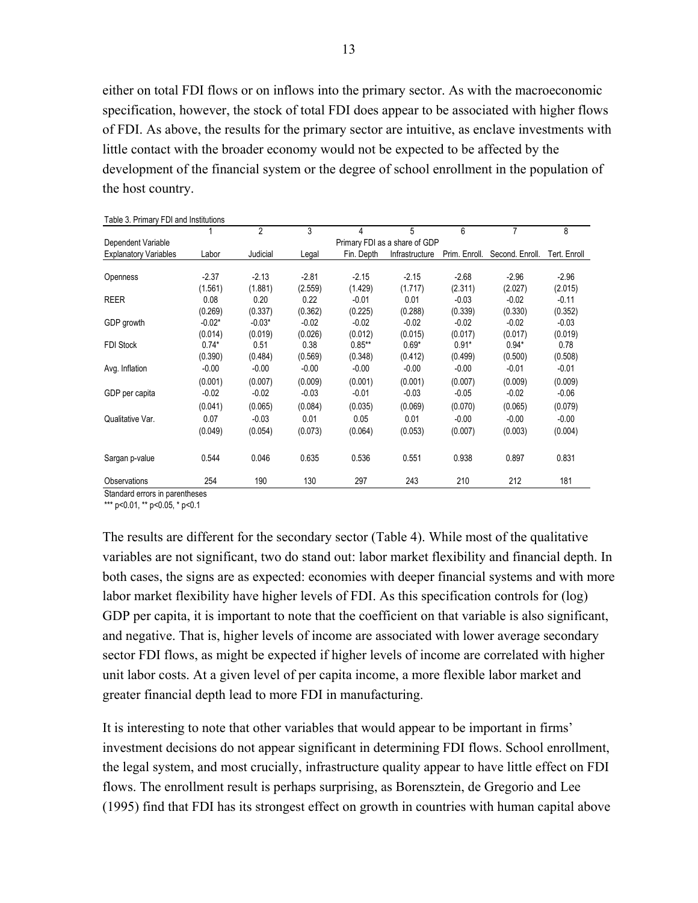either on total FDI flows or on inflows into the primary sector. As with the macroeconomic specification, however, the stock of total FDI does appear to be associated with higher flows of FDI. As above, the results for the primary sector are intuitive, as enclave investments with little contact with the broader economy would not be expected to be affected by the development of the financial system or the degree of school enrollment in the population of the host country.

Table 3. Primary FDI and Institutions

| | 1 | 2 | 3 | 4 | 5 | 6 | 7 | 8 |
|---|---|---|---|---|---|---|---|---|
| Dependent Variable | Primary FDI as a share of GDP | | | | | | | |
| Explanatory Variables | Labor | Judicial | Legal | Fin. Depth | Infrastructure | Prim. Enroll. | Second. Enroll. | Tert. Enroll |
| Openness | -2.37 | -2.13 | -2.81 | -2.15 | -2.15 | -2.68 | -2.96 | -2.96 |
| | (1.561) | (1.881) | (2.559) | (1.429) | (1.717) | (2.311) | (2.027) | (2.015) |
| REER | 0.08 | 0.20 | 0.22 | -0.01 | 0.01 | -0.03 | -0.02 | -0.11 |
| | (0.269) | (0.337) | (0.362) | (0.225) | (0.288) | (0.339) | (0.330) | (0.352) |
| GDP growth | -0.02* | -0.03* | -0.02 | -0.02 | -0.02 | -0.02 | -0.02 | -0.03 |
| | (0.014) | (0.019) | (0.026) | (0.012) | (0.015) | (0.017) | (0.017) | (0.019) |
| FDI Stock | 0.74* | 0.51 | 0.38 | 0.85** | 0.69* | 0.91* | 0.94* | 0.78 |
| | (0.390) | (0.484) | (0.569) | (0.348) | (0.412) | (0.499) | (0.500) | (0.508) |
| Avg. Inflation | -0.00 | -0.00 | -0.00 | -0.00 | -0.00 | -0.00 | -0.01 | -0.01 |
| | (0.001) | (0.007) | (0.009) | (0.001) | (0.001) | (0.007) | (0.009) | (0.009) |
| GDP per capita | -0.02 | -0.02 | -0.03 | -0.01 | -0.03 | -0.05 | -0.02 | -0.06 |
| | (0.041) | (0.065) | (0.084) | (0.035) | (0.069) | (0.070) | (0.065) | (0.079) |
| Qualitative Var. | 0.07 | -0.03 | 0.01 | 0.05 | 0.01 | -0.00 | -0.00 | -0.00 |
| | (0.049) | (0.054) | (0.073) | (0.064) | (0.053) | (0.007) | (0.003) | (0.004) |
| Sargan p-value | 0.544 | 0.046 | 0.635 | 0.536 | 0.551 | 0.938 | 0.897 | 0.831 |
| Observations | 254 | 190 | 130 | 297 | 243 | 210 | 212 | 181 |

Standard errors in parentheses

*** p<0.01, ** p<0.05, * p<0.1

The results are different for the secondary sector (Table 4). While most of the qualitative variables are not significant, two do stand out: labor market flexibility and financial depth. In both cases, the signs are as expected: economies with deeper financial systems and with more labor market flexibility have higher levels of FDI. As this specification controls for (log) GDP per capita, it is important to note that the coefficient on that variable is also significant, and negative. That is, higher levels of income are associated with lower average secondary sector FDI flows, as might be expected if higher levels of income are correlated with higher unit labor costs. At a given level of per capita income, a more flexible labor market and greater financial depth lead to more FDI in manufacturing.

It is interesting to note that other variables that would appear to be important in firms' investment decisions do not appear significant in determining FDI flows. School enrollment, the legal system, and most crucially, infrastructure quality appear to have little effect on FDI flows. The enrollment result is perhaps surprising, as Borensztein, de Gregorio and Lee (1995) find that FDI has its strongest effect on growth in countries with human capital above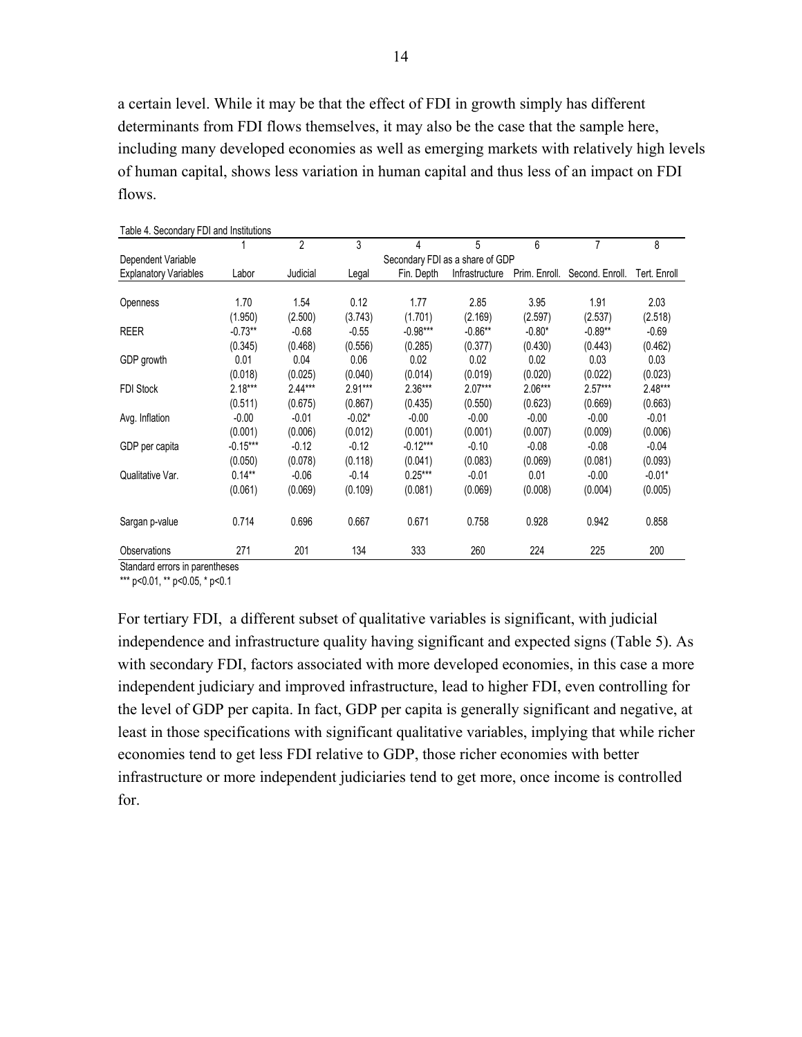a certain level. While it may be that the effect of FDI in growth simply has different determinants from FDI flows themselves, it may also be the case that the sample here, including many developed economies as well as emerging markets with relatively high levels of human capital, shows less variation in human capital and thus less of an impact on FDI flows.

Table 4. Secondary FDI and Institutions

| | 1 | 2 | 3 | 4 | 5 | 6 | 7 | 8 |
|---|---|---|---|---|---|---|---|---|
| Dependent Variable | Secondary FDI as a share of GDP | | | | | | | |
| Explanatory Variables | Labor | Judicial | Legal | Fin. Depth | Infrastructure | Prim. Enroll. | Second. Enroll. | Tert. Enroll |
| Openness | 1.70 | 1.54 | 0.12 | 1.77 | 2.85 | 3.95 | 1.91 | 2.03 |
| | (1.950) | (2.500) | (3.743) | (1.701) | (2.169) | (2.597) | (2.537) | (2.518) |
| REER | -0.73** | -0.68 | -0.55 | -0.98*** | -0.86** | -0.80* | -0.89** | -0.69 |
| | (0.345) | (0.468) | (0.556) | (0.285) | (0.377) | (0.430) | (0.443) | (0.462) |
| GDP growth | 0.01 | 0.04 | 0.06 | 0.02 | 0.02 | 0.02 | 0.03 | 0.03 |
| | (0.018) | (0.025) | (0.040) | (0.014) | (0.019) | (0.020) | (0.022) | (0.023) |
| FDI Stock | 2.18*** | 2.44*** | 2.91*** | 2.36*** | 2.07*** | 2.06*** | 2.57*** | 2.48*** |
| | (0.511) | (0.675) | (0.867) | (0.435) | (0.550) | (0.623) | (0.669) | (0.663) |
| Avg. Inflation | -0.00 | -0.01 | -0.02* | -0.00 | -0.00 | -0.00 | -0.00 | -0.01 |
| | (0.001) | (0.006) | (0.012) | (0.001) | (0.001) | (0.007) | (0.009) | (0.006) |
| GDP per capita | -0.15*** | -0.12 | -0.12 | -0.12*** | -0.10 | -0.08 | -0.08 | -0.04 |
| | (0.050) | (0.078) | (0.118) | (0.041) | (0.083) | (0.069) | (0.081) | (0.093) |
| Qualitative Var. | 0.14** | -0.06 | -0.14 | 0.25*** | -0.01 | 0.01 | -0.00 | -0.01* |
| | (0.061) | (0.069) | (0.109) | (0.081) | (0.069) | (0.008) | (0.004) | (0.005) |
| Sargan p-value | 0.714 | 0.696 | 0.667 | 0.671 | 0.758 | 0.928 | 0.942 | 0.858 |
| Observations | 271 | 201 | 134 | 333 | 260 | 224 | 225 | 200 |

Standard errors in parentheses

*** p<0.01, ** p<0.05, * p<0.1

For tertiary FDI, a different subset of qualitative variables is significant, with judicial independence and infrastructure quality having significant and expected signs (Table 5). As with secondary FDI, factors associated with more developed economies, in this case a more independent judiciary and improved infrastructure, lead to higher FDI, even controlling for the level of GDP per capita. In fact, GDP per capita is generally significant and negative, at least in those specifications with significant qualitative variables, implying that while richer economies tend to get less FDI relative to GDP, those richer economies with better infrastructure or more independent judiciaries tend to get more, once income is controlled for.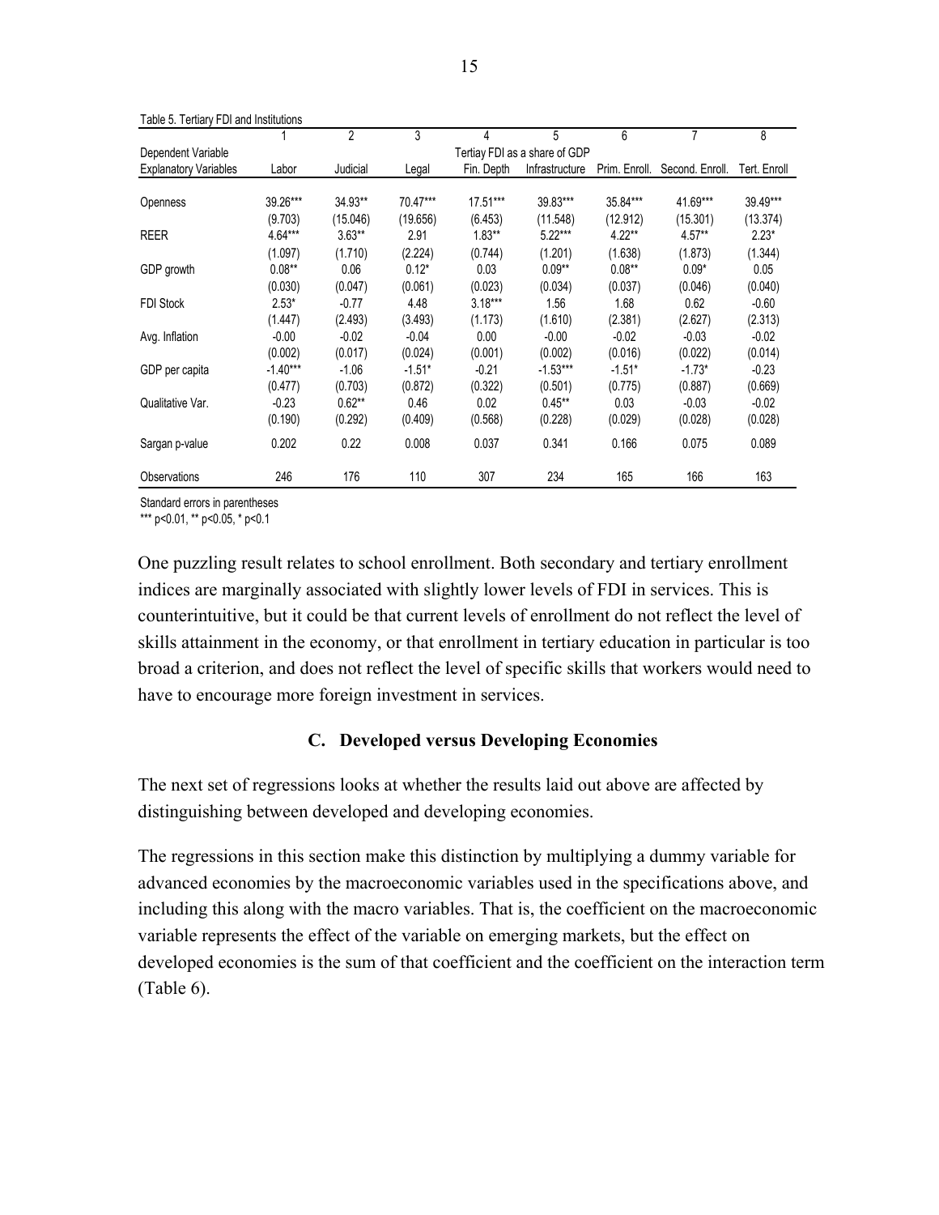Table 5. Tertiary FDI and Institutions

| | 1 | 2 | 3 | 4 | 5 | 6 | 7 | 8 |
|---|---|---|---|---|---|---|---|---|
| Dependent Variable | Tertiay FDI as a share of GDP | | | | | | | |
| Explanatory Variables | Labor | Judicial | Legal | Fin. Depth | Infrastructure | Prim. Enroll. | Second. Enroll. | Tert. Enroll |
| Openness | 39.26*** | 34.93** | 70.47*** | 17.51*** | 39.83*** | 35.84*** | 41.69*** | 39.49*** |
| | (9.703) | (15.046) | (19.656) | (6.453) | (11.548) | (12.912) | (15.301) | (13.374) |
| REER | 4.64*** | 3.63** | 2.91 | 1.83** | 5.22*** | 4.22** | 4.57** | 2.23* |
| | (1.097) | (1.710) | (2.224) | (0.744) | (1.201) | (1.638) | (1.873) | (1.344) |
| GDP growth | 0.08** | 0.06 | 0.12* | 0.03 | 0.09** | 0.08** | 0.09* | 0.05 |
| | (0.030) | (0.047) | (0.061) | (0.023) | (0.034) | (0.037) | (0.046) | (0.040) |
| FDI Stock | 2.53* | -0.77 | 4.48 | 3.18*** | 1.56 | 1.68 | 0.62 | -0.60 |
| | (1.447) | (2.493) | (3.493) | (1.173) | (1.610) | (2.381) | (2.627) | (2.313) |
| Avg. Inflation | -0.00 | -0.02 | -0.04 | 0.00 | -0.00 | -0.02 | -0.03 | -0.02 |
| | (0.002) | (0.017) | (0.024) | (0.001) | (0.002) | (0.016) | (0.022) | (0.014) |
| GDP per capita | -1.40*** | -1.06 | -1.51* | -0.21 | -1.53*** | -1.51* | -1.73* | -0.23 |
| | (0.477) | (0.703) | (0.872) | (0.322) | (0.501) | (0.775) | (0.887) | (0.669) |
| Qualitative Var. | -0.23 | 0.62** | 0.46 | 0.02 | 0.45** | 0.03 | -0.03 | -0.02 |
| | (0.190) | (0.292) | (0.409) | (0.568) | (0.228) | (0.029) | (0.028) | (0.028) |
| Sargan p-value | 0.202 | 0.22 | 0.008 | 0.037 | 0.341 | 0.166 | 0.075 | 0.089 |
| Observations | 246 | 176 | 110 | 307 | 234 | 165 | 166 | 163 |

Standard errors in parentheses
*** p<0.01, ** p<0.05, * p<0.1

One puzzling result relates to school enrollment. Both secondary and tertiary enrollment indices are marginally associated with slightly lower levels of FDI in services. This is counterintuitive, but it could be that current levels of enrollment do not reflect the level of skills attainment in the economy, or that enrollment in tertiary education in particular is too broad a criterion, and does not reflect the level of specific skills that workers would need to have to encourage more foreign investment in services.

### C. Developed versus Developing Economies

The next set of regressions looks at whether the results laid out above are affected by distinguishing between developed and developing economies.

The regressions in this section make this distinction by multiplying a dummy variable for advanced economies by the macroeconomic variables used in the specifications above, and including this along with the macro variables. That is, the coefficient on the macroeconomic variable represents the effect of the variable on emerging markets, but the effect on developed economies is the sum of that coefficient and the coefficient on the interaction term (Table 6).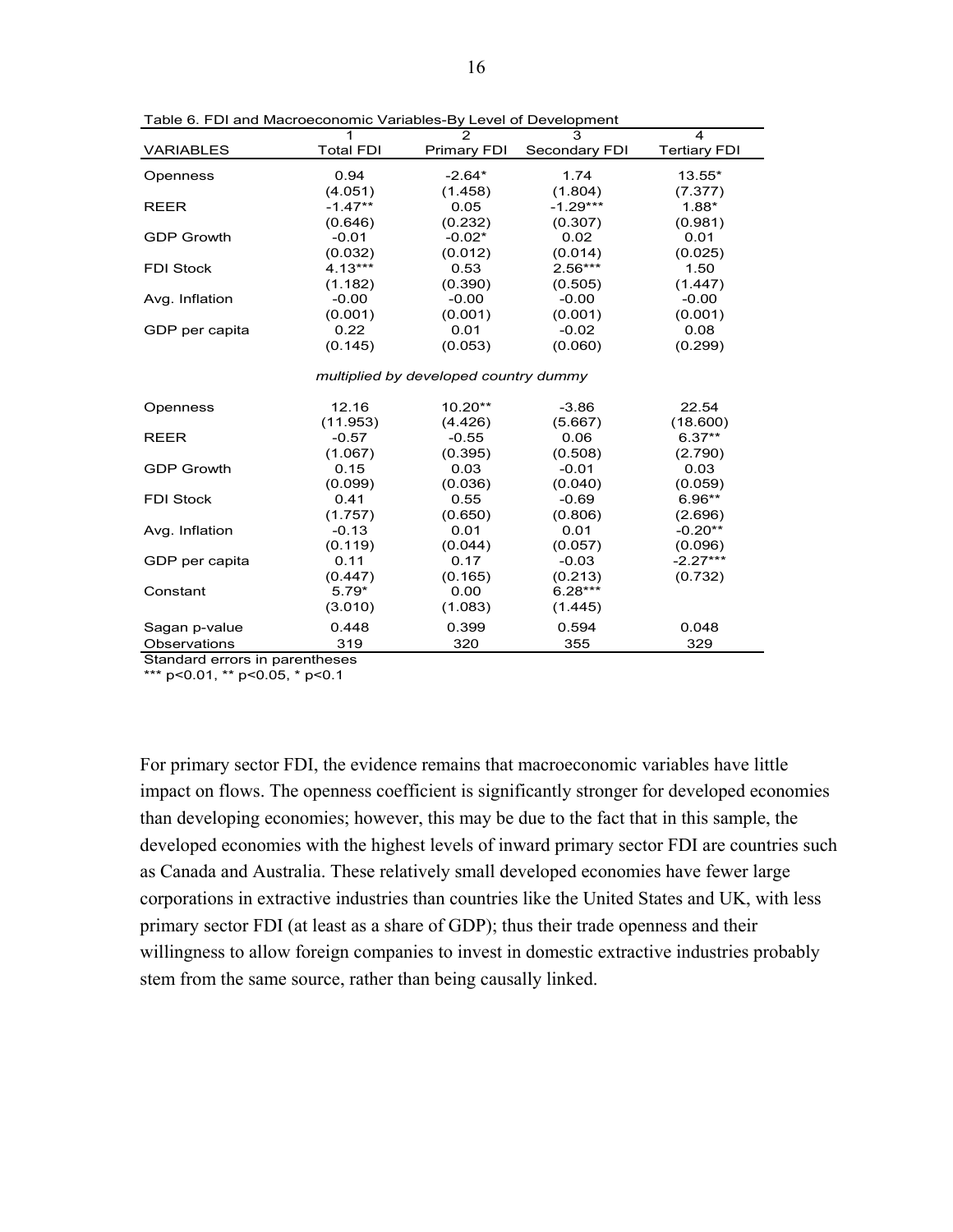Table 6. FDI and Macroeconomic Variables-By Level of Development

| VARIABLES | 1<br>Total FDI | 2<br>Primary FDI | 3<br>Secondary FDI | 4<br>Tertiary FDI |
|---|---|---|---|---|
| Openness | 0.94 | -2.64* | 1.74 | 13.55* |
| | (4.051) | (1.458) | (1.804) | (7.377) |
| REER | -1.47** | 0.05 | -1.29*** | 1.88* |
| | (0.646) | (0.232) | (0.307) | (0.981) |
| GDP Growth | -0.01 | -0.02* | 0.02 | 0.01 |
| | (0.032) | (0.012) | (0.014) | (0.025) |
| FDI Stock | 4.13*** | 0.53 | 2.56*** | 1.50 |
| | (1.182) | (0.390) | (0.505) | (1.447) |
| Avg. Inflation | -0.00 | -0.00 | -0.00 | -0.00 |
| | (0.001) | (0.001) | (0.001) | (0.001) |
| GDP per capita | 0.22 | 0.01 | -0.02 | 0.08 |
| | (0.145) | (0.053) | (0.060) | (0.299) |
| *multiplied by developed country dummy* | | | | |
| Openness | 12.16 | 10.20** | -3.86 | 22.54 |
| | (11.953) | (4.426) | (5.667) | (18.600) |
| REER | -0.57 | -0.55 | 0.06 | 6.37** |
| | (1.067) | (0.395) | (0.508) | (2.790) |
| GDP Growth | 0.15 | 0.03 | -0.01 | 0.03 |
| | (0.099) | (0.036) | (0.040) | (0.059) |
| FDI Stock | 0.41 | 0.55 | -0.69 | 6.96** |
| | (1.757) | (0.650) | (0.806) | (2.696) |
| Avg. Inflation | -0.13 | 0.01 | 0.01 | -0.20** |
| | (0.119) | (0.044) | (0.057) | (0.096) |
| GDP per capita | 0.11 | 0.17 | -0.03 | -2.27*** |
| | (0.447) | (0.165) | (0.213) | (0.732) |
| Constant | 5.79* | 0.00 | 6.28*** | |
| | (3.010) | (1.083) | (1.445) | |
| Sagan p-value | 0.448 | 0.399 | 0.594 | 0.048 |
| Observations | 319 | 320 | 355 | 329 |

Standard errors in parentheses
*** p<0.01, ** p<0.05, * p<0.1

For primary sector FDI, the evidence remains that macroeconomic variables have little impact on flows. The openness coefficient is significantly stronger for developed economies than developing economies; however, this may be due to the fact that in this sample, the developed economies with the highest levels of inward primary sector FDI are countries such as Canada and Australia. These relatively small developed economies have fewer large corporations in extractive industries than countries like the United States and UK, with less primary sector FDI (at least as a share of GDP); thus their trade openness and their willingness to allow foreign companies to invest in domestic extractive industries probably stem from the same source, rather than being causally linked.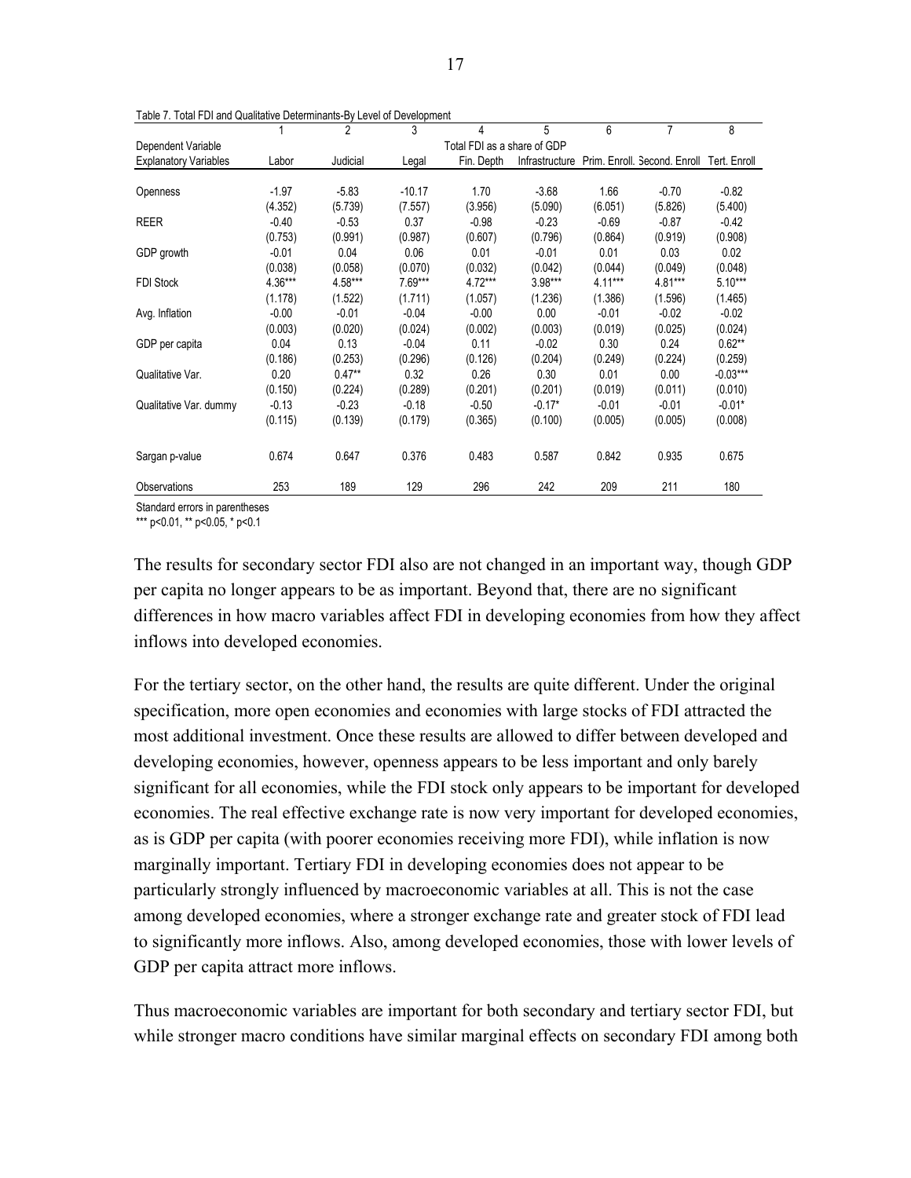Table 7. Total FDI and Qualitative Determinants-By Level of Development

| | 1 | 2 | 3 | 4 | 5 | 6 | 7 | 8 |
|---|---|---|---|---|---|---|---|---|
| Dependent Variable | Total FDI as a share of GDP | | | | | | | |
| Explanatory Variables | Labor | Judicial | Legal | Fin. Depth | Infrastructure | Prim. Enroll. | Second. Enroll | Tert. Enroll |
| Openness | -1.97 | -5.83 | -10.17 | 1.70 | -3.68 | 1.66 | -0.70 | -0.82 |
| | (4.352) | (5.739) | (7.557) | (3.956) | (5.090) | (6.051) | (5.826) | (5.400) |
| REER | -0.40 | -0.53 | 0.37 | -0.98 | -0.23 | -0.69 | -0.87 | -0.42 |
| | (0.753) | (0.991) | (0.987) | (0.607) | (0.796) | (0.864) | (0.919) | (0.908) |
| GDP growth | -0.01 | 0.04 | 0.06 | 0.01 | -0.01 | 0.01 | 0.03 | 0.02 |
| | (0.038) | (0.058) | (0.070) | (0.032) | (0.042) | (0.044) | (0.049) | (0.048) |
| FDI Stock | 4.36*** | 4.58*** | 7.69*** | 4.72*** | 3.98*** | 4.11*** | 4.81*** | 5.10*** |
| | (1.178) | (1.522) | (1.711) | (1.057) | (1.236) | (1.386) | (1.596) | (1.465) |
| Avg. Inflation | -0.00 | -0.01 | -0.04 | -0.00 | 0.00 | -0.01 | -0.02 | -0.02 |
| | (0.003) | (0.020) | (0.024) | (0.002) | (0.003) | (0.019) | (0.025) | (0.024) |
| GDP per capita | 0.04 | 0.13 | -0.04 | 0.11 | -0.02 | 0.30 | 0.24 | 0.62** |
| | (0.186) | (0.253) | (0.296) | (0.126) | (0.204) | (0.249) | (0.224) | (0.259) |
| Qualitative Var. | 0.20 | 0.47** | 0.32 | 0.26 | 0.30 | 0.01 | 0.00 | -0.03*** |
| | (0.150) | (0.224) | (0.289) | (0.201) | (0.201) | (0.019) | (0.011) | (0.010) |
| Qualitative Var. dummy | -0.13 | -0.23 | -0.18 | -0.50 | -0.17* | -0.01 | -0.01 | -0.01* |
| | (0.115) | (0.139) | (0.179) | (0.365) | (0.100) | (0.005) | (0.005) | (0.008) |
| Sargan p-value | 0.674 | 0.647 | 0.376 | 0.483 | 0.587 | 0.842 | 0.935 | 0.675 |
| Observations | 253 | 189 | 129 | 296 | 242 | 209 | 211 | 180 |

Standard errors in parentheses

*** p<0.01, ** p<0.05, * p<0.1

The results for secondary sector FDI also are not changed in an important way, though GDP per capita no longer appears to be as important. Beyond that, there are no significant differences in how macro variables affect FDI in developing economies from how they affect inflows into developed economies.

For the tertiary sector, on the other hand, the results are quite different. Under the original specification, more open economies and economies with large stocks of FDI attracted the most additional investment. Once these results are allowed to differ between developed and developing economies, however, openness appears to be less important and only barely significant for all economies, while the FDI stock only appears to be important for developed economies. The real effective exchange rate is now very important for developed economies, as is GDP per capita (with poorer economies receiving more FDI), while inflation is now marginally important. Tertiary FDI in developing economies does not appear to be particularly strongly influenced by macroeconomic variables at all. This is not the case among developed economies, where a stronger exchange rate and greater stock of FDI lead to significantly more inflows. Also, among developed economies, those with lower levels of GDP per capita attract more inflows.

Thus macroeconomic variables are important for both secondary and tertiary sector FDI, but while stronger macro conditions have similar marginal effects on secondary FDI among both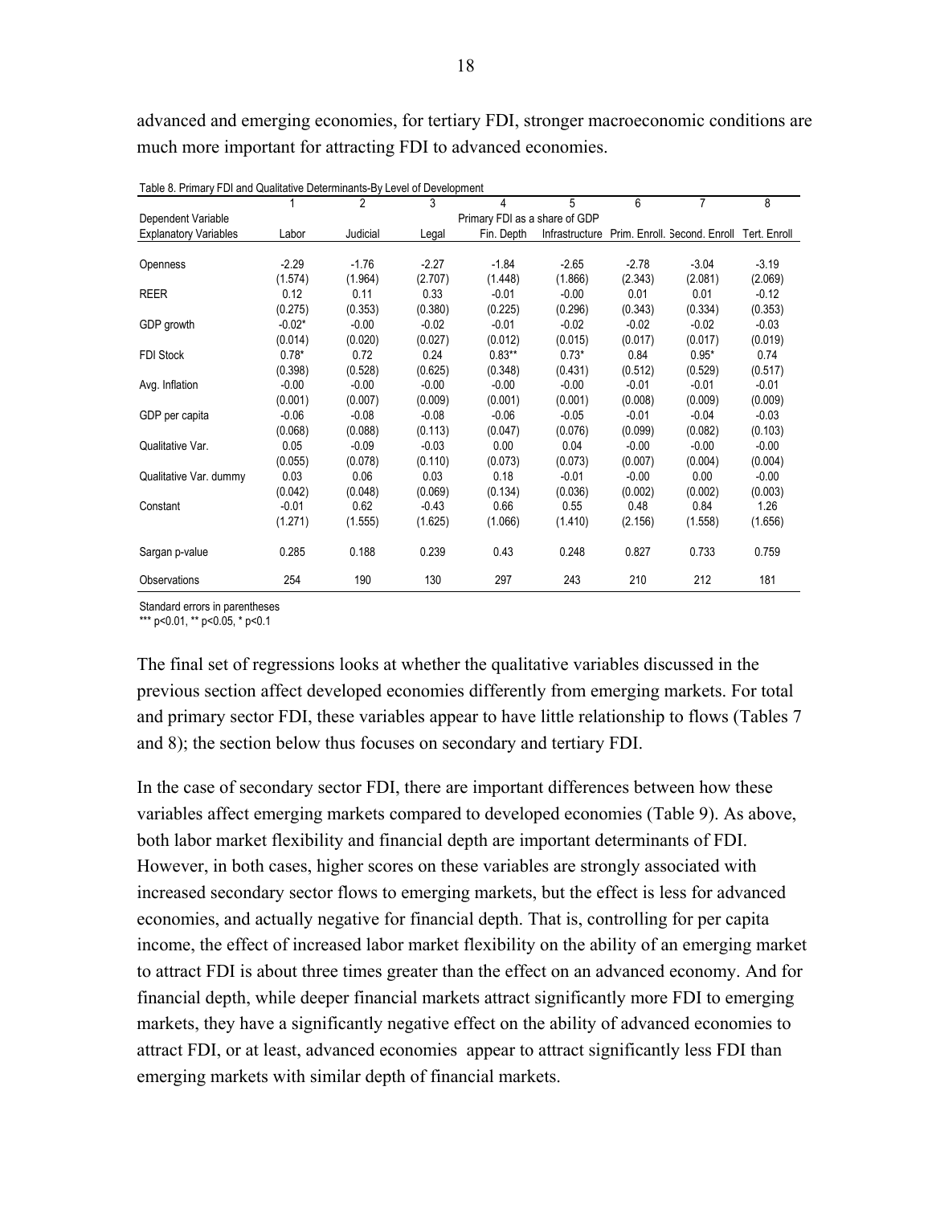advanced and emerging economies, for tertiary FDI, stronger macroeconomic conditions are much more important for attracting FDI to advanced economies.

Table 8. Primary FDI and Qualitative Determinants-By Level of Development

| | 1 | 2 | 3 | 4 | 5 | 6 | 7 | 8 |
|---|---|---|---|---|---|---|---|---|
| Dependent Variable | Primary FDI as a share of GDP | | | | | | | |
| Explanatory Variables | Labor | Judicial | Legal | Fin. Depth | Infrastructure | Prim. Enroll. | Second. Enroll | Tert. Enroll |
| Openness | -2.29 | -1.76 | -2.27 | -1.84 | -2.65 | -2.78 | -3.04 | -3.19 |
| | (1.574) | (1.964) | (2.707) | (1.448) | (1.866) | (2.343) | (2.081) | (2.069) |
| REER | 0.12 | 0.11 | 0.33 | -0.01 | -0.00 | 0.01 | 0.01 | -0.12 |
| | (0.275) | (0.353) | (0.380) | (0.225) | (0.296) | (0.343) | (0.334) | (0.353) |
| GDP growth | -0.02* | -0.00 | -0.02 | -0.01 | -0.02 | -0.02 | -0.02 | -0.03 |
| | (0.014) | (0.020) | (0.027) | (0.012) | (0.015) | (0.017) | (0.017) | (0.019) |
| FDI Stock | 0.78* | 0.72 | 0.24 | 0.83** | 0.73* | 0.84 | 0.95* | 0.74 |
| | (0.398) | (0.528) | (0.625) | (0.348) | (0.431) | (0.512) | (0.529) | (0.517) |
| Avg. Inflation | -0.00 | -0.00 | -0.00 | -0.00 | -0.00 | -0.01 | -0.01 | -0.01 |
| | (0.001) | (0.007) | (0.009) | (0.001) | (0.001) | (0.008) | (0.009) | (0.009) |
| GDP per capita | -0.06 | -0.08 | -0.08 | -0.06 | -0.05 | -0.01 | -0.04 | -0.03 |
| | (0.068) | (0.088) | (0.113) | (0.047) | (0.076) | (0.099) | (0.082) | (0.103) |
| Qualitative Var. | 0.05 | -0.09 | -0.03 | 0.00 | 0.04 | -0.00 | -0.00 | -0.00 |
| | (0.055) | (0.078) | (0.110) | (0.073) | (0.073) | (0.007) | (0.004) | (0.004) |
| Qualitative Var. dummy | 0.03 | 0.06 | 0.03 | 0.18 | -0.01 | -0.00 | 0.00 | -0.00 |
| | (0.042) | (0.048) | (0.069) | (0.134) | (0.036) | (0.002) | (0.002) | (0.003) |
| Constant | -0.01 | 0.62 | -0.43 | 0.66 | 0.55 | 0.48 | 0.84 | 1.26 |
| | (1.271) | (1.555) | (1.625) | (1.066) | (1.410) | (2.156) | (1.558) | (1.656) |
| Sargan p-value | 0.285 | 0.188 | 0.239 | 0.43 | 0.248 | 0.827 | 0.733 | 0.759 |
| Observations | 254 | 190 | 130 | 297 | 243 | 210 | 212 | 181 |

Standard errors in parentheses
*** p<0.01, ** p<0.05, * p<0.1

The final set of regressions looks at whether the qualitative variables discussed in the previous section affect developed economies differently from emerging markets. For total and primary sector FDI, these variables appear to have little relationship to flows (Tables 7 and 8); the section below thus focuses on secondary and tertiary FDI.

In the case of secondary sector FDI, there are important differences between how these variables affect emerging markets compared to developed economies (Table 9). As above, both labor market flexibility and financial depth are important determinants of FDI. However, in both cases, higher scores on these variables are strongly associated with increased secondary sector flows to emerging markets, but the effect is less for advanced economies, and actually negative for financial depth. That is, controlling for per capita income, the effect of increased labor market flexibility on the ability of an emerging market to attract FDI is about three times greater than the effect on an advanced economy. And for financial depth, while deeper financial markets attract significantly more FDI to emerging markets, they have a significantly negative effect on the ability of advanced economies to attract FDI, or at least, advanced economies appear to attract significantly less FDI than emerging markets with similar depth of financial markets.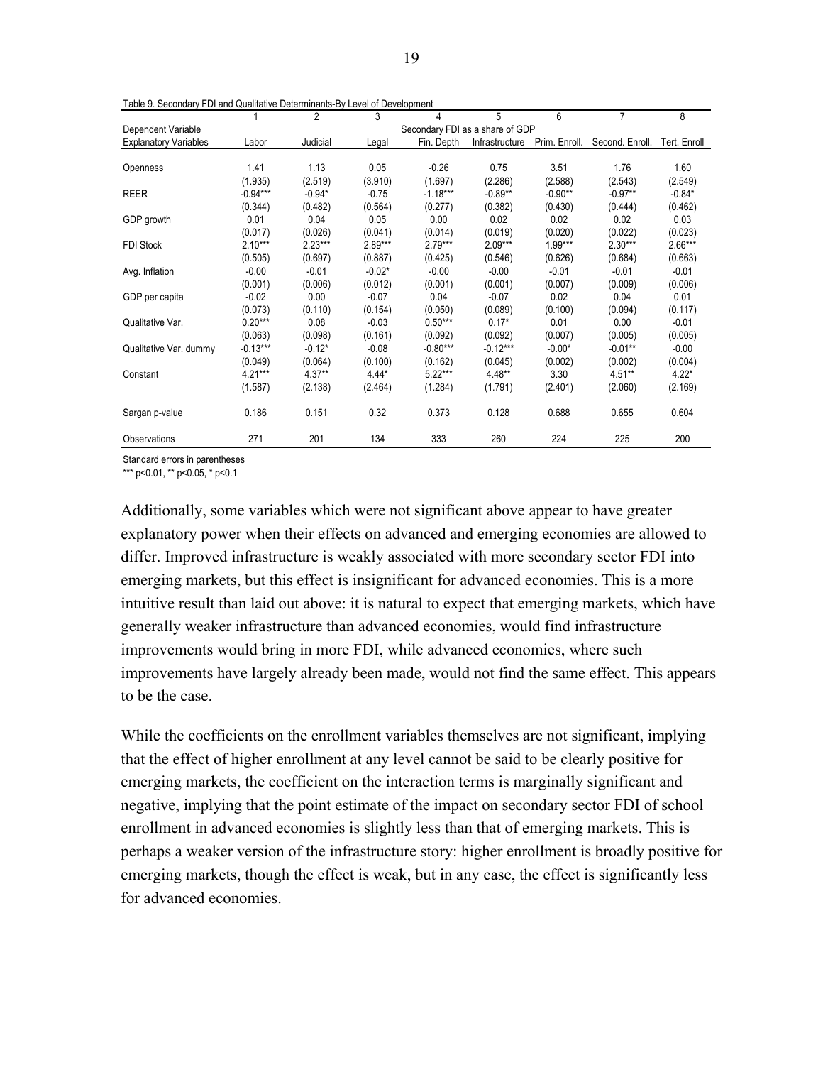Table 9. Secondary FDI and Qualitative Determinants-By Level of Development

| | 1 | 2 | 3 | 4 | 5 | 6 | 7 | 8 |
|---|---|---|---|---|---|---|---|---|
| Dependent Variable | Secondary FDI as a share of GDP | | | | | | | |
| Explanatory Variables | Labor | Judicial | Legal | Fin. Depth | Infrastructure | Prim. Enroll. | Second. Enroll. | Tert. Enroll |
| Openness | 1.41 | 1.13 | 0.05 | -0.26 | 0.75 | 3.51 | 1.76 | 1.60 |
| | (1.935) | (2.519) | (3.910) | (1.697) | (2.286) | (2.588) | (2.543) | (2.549) |
| REER | -0.94*** | -0.94* | -0.75 | -1.18*** | -0.89** | -0.90** | -0.97** | -0.84* |
| | (0.344) | (0.482) | (0.564) | (0.277) | (0.382) | (0.430) | (0.444) | (0.462) |
| GDP growth | 0.01 | 0.04 | 0.05 | 0.00 | 0.02 | 0.02 | 0.02 | 0.03 |
| | (0.017) | (0.026) | (0.041) | (0.014) | (0.019) | (0.020) | (0.022) | (0.023) |
| FDI Stock | 2.10*** | 2.23*** | 2.89*** | 2.79*** | 2.09*** | 1.99*** | 2.30*** | 2.66*** |
| | (0.505) | (0.697) | (0.887) | (0.425) | (0.546) | (0.626) | (0.684) | (0.663) |
| Avg. Inflation | -0.00 | -0.01 | -0.02* | -0.00 | -0.00 | -0.01 | -0.01 | -0.01 |
| | (0.001) | (0.006) | (0.012) | (0.001) | (0.001) | (0.007) | (0.009) | (0.006) |
| GDP per capita | -0.02 | 0.00 | -0.07 | 0.04 | -0.07 | 0.02 | 0.04 | 0.01 |
| | (0.073) | (0.110) | (0.154) | (0.050) | (0.089) | (0.100) | (0.094) | (0.117) |
| Qualitative Var. | 0.20*** | 0.08 | -0.03 | 0.50*** | 0.17* | 0.01 | 0.00 | -0.01 |
| | (0.063) | (0.098) | (0.161) | (0.092) | (0.092) | (0.007) | (0.005) | (0.005) |
| Qualitative Var. dummy | -0.13*** | -0.12* | -0.08 | -0.80*** | -0.12*** | -0.00* | -0.01** | -0.00 |
| | (0.049) | (0.064) | (0.100) | (0.162) | (0.045) | (0.002) | (0.002) | (0.004) |
| Constant | 4.21*** | 4.37** | 4.44* | 5.22*** | 4.48** | 3.30 | 4.51** | 4.22* |
| | (1.587) | (2.138) | (2.464) | (1.284) | (1.791) | (2.401) | (2.060) | (2.169) |
| Sargan p-value | 0.186 | 0.151 | 0.32 | 0.373 | 0.128 | 0.688 | 0.655 | 0.604 |
| Observations | 271 | 201 | 134 | 333 | 260 | 224 | 225 | 200 |

Standard errors in parentheses

*** p<0.01, ** p<0.05, * p<0.1

Additionally, some variables which were not significant above appear to have greater explanatory power when their effects on advanced and emerging economies are allowed to differ. Improved infrastructure is weakly associated with more secondary sector FDI into emerging markets, but this effect is insignificant for advanced economies. This is a more intuitive result than laid out above: it is natural to expect that emerging markets, which have generally weaker infrastructure than advanced economies, would find infrastructure improvements would bring in more FDI, while advanced economies, where such improvements have largely already been made, would not find the same effect. This appears to be the case.

While the coefficients on the enrollment variables themselves are not significant, implying that the effect of higher enrollment at any level cannot be said to be clearly positive for emerging markets, the coefficient on the interaction terms is marginally significant and negative, implying that the point estimate of the impact on secondary sector FDI of school enrollment in advanced economies is slightly less than that of emerging markets. This is perhaps a weaker version of the infrastructure story: higher enrollment is broadly positive for emerging markets, though the effect is weak, but in any case, the effect is significantly less for advanced economies.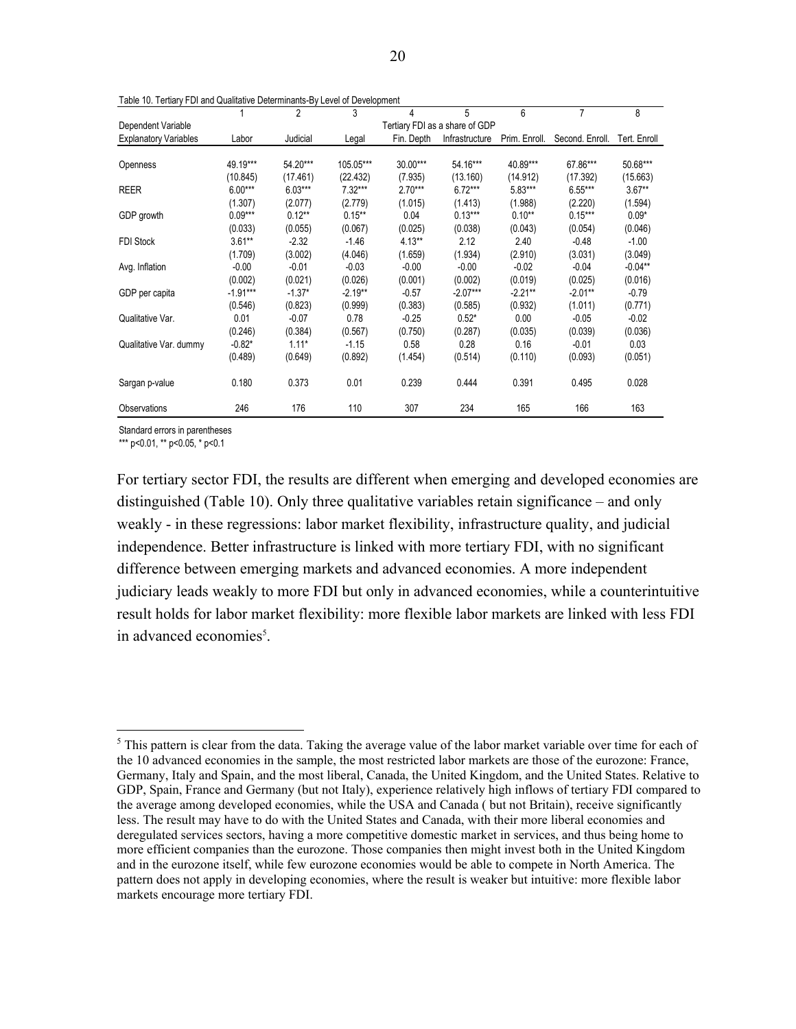Table 10. Tertiary FDI and Qualitative Determinants-By Level of Development

| | 1 | 2 | 3 | 4 | 5 | 6 | 7 | 8 |
|---|---|---|---|---|---|---|---|---|
| Dependent Variable | Tertiary FDI as a share of GDP | | | | | | | |
| Explanatory Variables | Labor | Judicial | Legal | Fin. Depth | Infrastructure | Prim. Enroll. | Second. Enroll. | Tert. Enroll |
| Openness | 49.19*** | 54.20*** | 105.05*** | 30.00*** | 54.16*** | 40.89*** | 67.86*** | 50.68*** |
| | (10.845) | (17.461) | (22.432) | (7.935) | (13.160) | (14.912) | (17.392) | (15.663) |
| REER | 6.00*** | 6.03*** | 7.32*** | 2.70*** | 6.72*** | 5.83*** | 6.55*** | 3.67** |
| | (1.307) | (2.077) | (2.779) | (1.015) | (1.413) | (1.988) | (2.220) | (1.594) |
| GDP growth | 0.09*** | 0.12** | 0.15** | 0.04 | 0.13*** | 0.10** | 0.15*** | 0.09* |
| | (0.033) | (0.055) | (0.067) | (0.025) | (0.038) | (0.043) | (0.054) | (0.046) |
| FDI Stock | 3.61** | -2.32 | -1.46 | 4.13** | 2.12 | 2.40 | -0.48 | -1.00 |
| | (1.709) | (3.002) | (4.046) | (1.659) | (1.934) | (2.910) | (3.031) | (3.049) |
| Avg. Inflation | -0.00 | -0.01 | -0.03 | -0.00 | -0.00 | -0.02 | -0.04 | -0.04** |
| | (0.002) | (0.021) | (0.026) | (0.001) | (0.002) | (0.019) | (0.025) | (0.016) |
| GDP per capita | -1.91*** | -1.37* | -2.19** | -0.57 | -2.07*** | -2.21** | -2.01** | -0.79 |
| | (0.546) | (0.823) | (0.999) | (0.383) | (0.585) | (0.932) | (1.011) | (0.771) |
| Qualitative Var. | 0.01 | -0.07 | 0.78 | -0.25 | 0.52* | 0.00 | -0.05 | -0.02 |
| | (0.246) | (0.384) | (0.567) | (0.750) | (0.287) | (0.035) | (0.039) | (0.036) |
| Qualitative Var. dummy | -0.82* | 1.11* | -1.15 | 0.58 | 0.28 | 0.16 | -0.01 | 0.03 |
| | (0.489) | (0.649) | (0.892) | (1.454) | (0.514) | (0.110) | (0.093) | (0.051) |
| Sargan p-value | 0.180 | 0.373 | 0.01 | 0.239 | 0.444 | 0.391 | 0.495 | 0.028 |
| Observations | 246 | 176 | 110 | 307 | 234 | 165 | 166 | 163 |

Standard errors in parentheses

*** p<0.01, ** p<0.05, * p<0.1

For tertiary sector FDI, the results are different when emerging and developed economies are distinguished (Table 10). Only three qualitative variables retain significance – and only weakly - in these regressions: labor market flexibility, infrastructure quality, and judicial independence. Better infrastructure is linked with more tertiary FDI, with no significant difference between emerging markets and advanced economies. A more independent judiciary leads weakly to more FDI but only in advanced economies, while a counterintuitive result holds for labor market flexibility: more flexible labor markets are linked with less FDI in advanced economies[5].

[5] This pattern is clear from the data. Taking the average value of the labor market variable over time for each of the 10 advanced economies in the sample, the most restricted labor markets are those of the eurozone: France, Germany, Italy and Spain, and the most liberal, Canada, the United Kingdom, and the United States. Relative to GDP, Spain, France and Germany (but not Italy), experience relatively high inflows of tertiary FDI compared to the average among developed economies, while the USA and Canada ( but not Britain), receive significantly less. The result may have to do with the United States and Canada, with their more liberal economies and deregulated services sectors, having a more competitive domestic market in services, and thus being home to more efficient companies than the eurozone. Those companies then might invest both in the United Kingdom and in the eurozone itself, while few eurozone economies would be able to compete in North America. The pattern does not apply in developing economies, where the result is weaker but intuitive: more flexible labor markets encourage more tertiary FDI.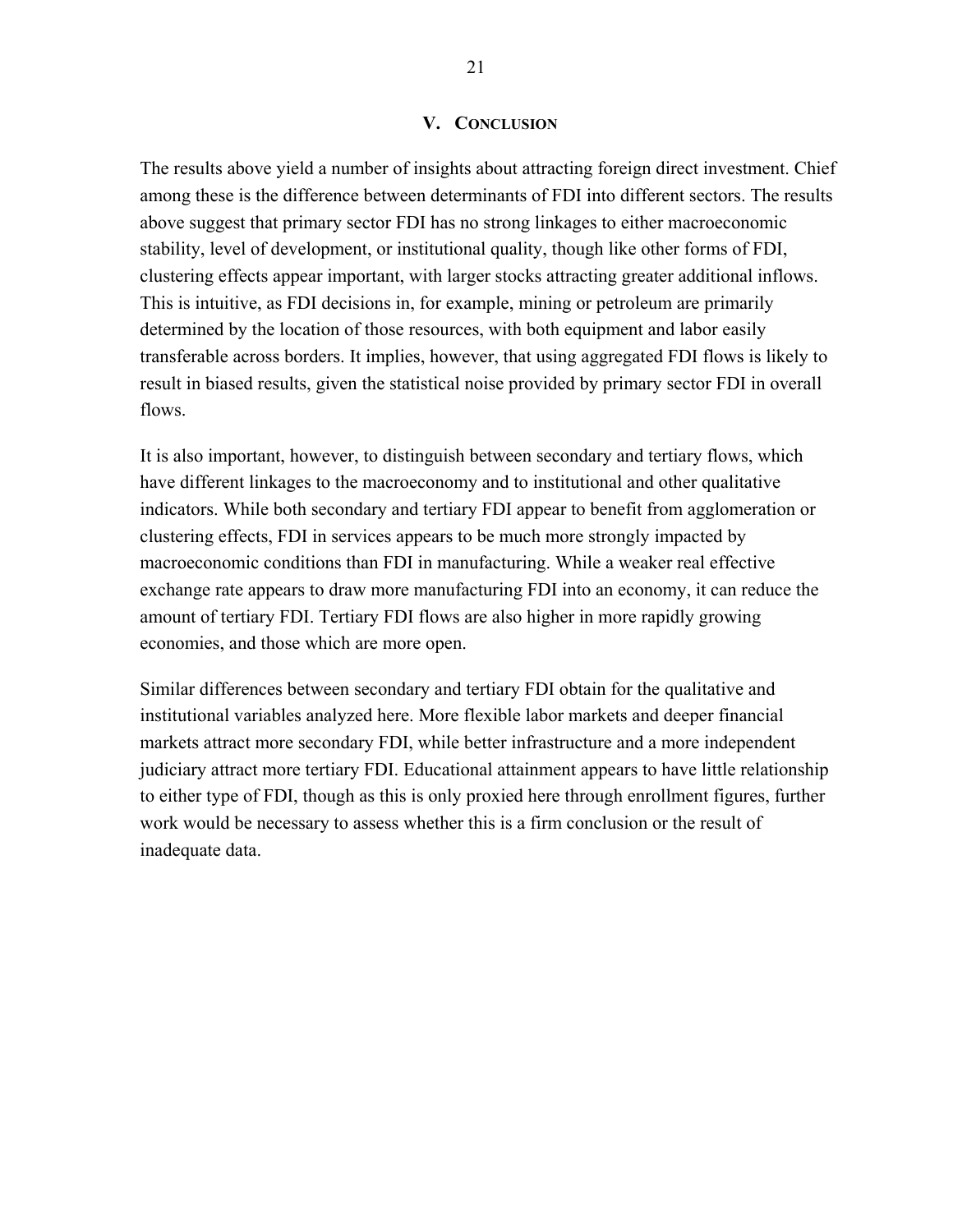## V. Conclusion

The results above yield a number of insights about attracting foreign direct investment. Chief among these is the difference between determinants of FDI into different sectors. The results above suggest that primary sector FDI has no strong linkages to either macroeconomic stability, level of development, or institutional quality, though like other forms of FDI, clustering effects appear important, with larger stocks attracting greater additional inflows. This is intuitive, as FDI decisions in, for example, mining or petroleum are primarily determined by the location of those resources, with both equipment and labor easily transferable across borders. It implies, however, that using aggregated FDI flows is likely to result in biased results, given the statistical noise provided by primary sector FDI in overall flows.

It is also important, however, to distinguish between secondary and tertiary flows, which have different linkages to the macroeconomy and to institutional and other qualitative indicators. While both secondary and tertiary FDI appear to benefit from agglomeration or clustering effects, FDI in services appears to be much more strongly impacted by macroeconomic conditions than FDI in manufacturing. While a weaker real effective exchange rate appears to draw more manufacturing FDI into an economy, it can reduce the amount of tertiary FDI. Tertiary FDI flows are also higher in more rapidly growing economies, and those which are more open.

Similar differences between secondary and tertiary FDI obtain for the qualitative and institutional variables analyzed here. More flexible labor markets and deeper financial markets attract more secondary FDI, while better infrastructure and a more independent judiciary attract more tertiary FDI. Educational attainment appears to have little relationship to either type of FDI, though as this is only proxied here through enrollment figures, further work would be necessary to assess whether this is a firm conclusion or the result of inadequate data.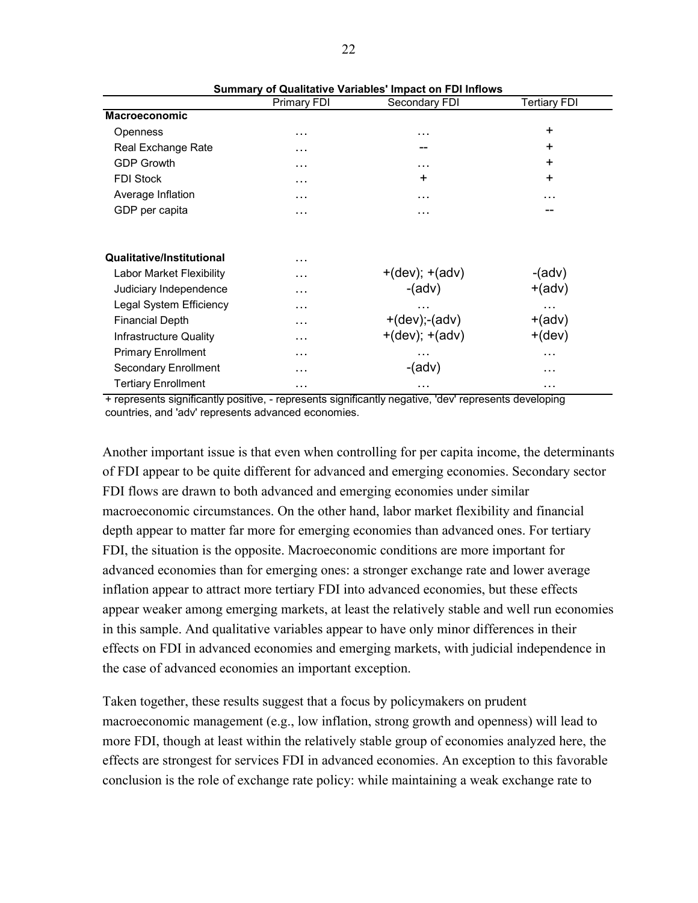**Summary of Qualitative Variables' Impact on FDI Inflows**

| | Primary FDI | Secondary FDI | Tertiary FDI |
|---|---|---|---|
| **Macroeconomic** | | | |
| Openness | … | … | + |
| Real Exchange Rate | … | -- | + |
| GDP Growth | … | … | + |
| FDI Stock | … | + | + |
| Average Inflation | … | … | … |
| GDP per capita | … | … | -- |
| **Qualitative/Institutional** | … | | |
| Labor Market Flexibility | … | +(dev); +(adv) | -(adv) |
| Judiciary Independence | … | -(adv) | +(adv) |
| Legal System Efficiency | … | … | … |
| Financial Depth | … | +(dev);-(adv) | +(adv) |
| Infrastructure Quality | … | +(dev); +(adv) | +(dev) |
| Primary Enrollment | … | … | … |
| Secondary Enrollment | … | -(adv) | … |
| Tertiary Enrollment | … | … | … |

+ represents significantly positive, - represents significantly negative, 'dev' represents developing countries, and 'adv' represents advanced economies.

Another important issue is that even when controlling for per capita income, the determinants of FDI appear to be quite different for advanced and emerging economies. Secondary sector FDI flows are drawn to both advanced and emerging economies under similar macroeconomic circumstances. On the other hand, labor market flexibility and financial depth appear to matter far more for emerging economies than advanced ones. For tertiary FDI, the situation is the opposite. Macroeconomic conditions are more important for advanced economies than for emerging ones: a stronger exchange rate and lower average inflation appear to attract more tertiary FDI into advanced economies, but these effects appear weaker among emerging markets, at least the relatively stable and well run economies in this sample. And qualitative variables appear to have only minor differences in their effects on FDI in advanced economies and emerging markets, with judicial independence in the case of advanced economies an important exception.

Taken together, these results suggest that a focus by policymakers on prudent macroeconomic management (e.g., low inflation, strong growth and openness) will lead to more FDI, though at least within the relatively stable group of economies analyzed here, the effects are strongest for services FDI in advanced economies. An exception to this favorable conclusion is the role of exchange rate policy: while maintaining a weak exchange rate to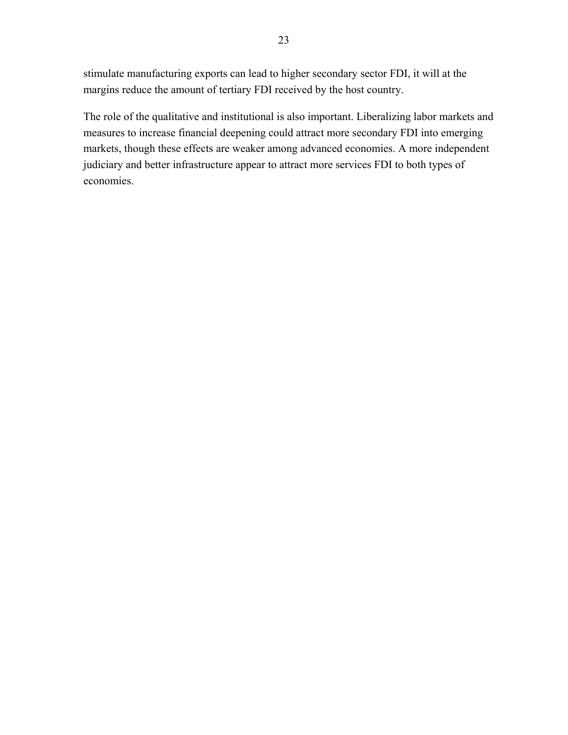stimulate manufacturing exports can lead to higher secondary sector FDI, it will at the margins reduce the amount of tertiary FDI received by the host country.

The role of the qualitative and institutional is also important. Liberalizing labor markets and measures to increase financial deepening could attract more secondary FDI into emerging markets, though these effects are weaker among advanced economies. A more independent judiciary and better infrastructure appear to attract more services FDI to both types of economies.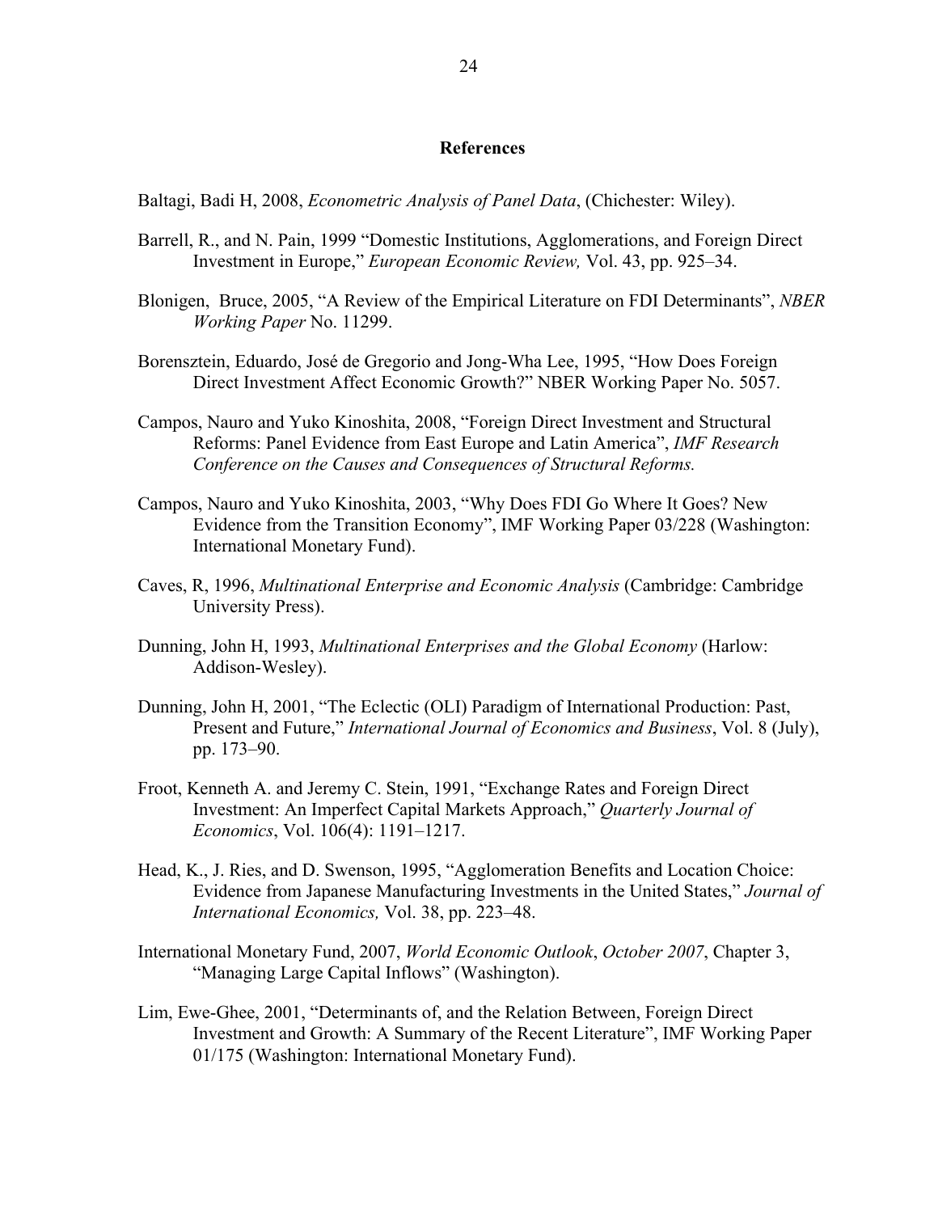## References

Baltagi, Badi H, 2008, *Econometric Analysis of Panel Data*, (Chichester: Wiley).

Barrell, R., and N. Pain, 1999 "Domestic Institutions, Agglomerations, and Foreign Direct Investment in Europe," *European Economic Review,* Vol. 43, pp. 925–34.

Blonigen, Bruce, 2005, "A Review of the Empirical Literature on FDI Determinants", *NBER Working Paper* No. 11299.

Borensztein, Eduardo, José de Gregorio and Jong-Wha Lee, 1995, "How Does Foreign Direct Investment Affect Economic Growth?" NBER Working Paper No. 5057.

Campos, Nauro and Yuko Kinoshita, 2008, "Foreign Direct Investment and Structural Reforms: Panel Evidence from East Europe and Latin America", *IMF Research Conference on the Causes and Consequences of Structural Reforms.*

Campos, Nauro and Yuko Kinoshita, 2003, "Why Does FDI Go Where It Goes? New Evidence from the Transition Economy", IMF Working Paper 03/228 (Washington: International Monetary Fund).

Caves, R, 1996, *Multinational Enterprise and Economic Analysis* (Cambridge: Cambridge University Press).

Dunning, John H, 1993, *Multinational Enterprises and the Global Economy* (Harlow: Addison-Wesley).

Dunning, John H, 2001, "The Eclectic (OLI) Paradigm of International Production: Past, Present and Future," *International Journal of Economics and Business*, Vol. 8 (July), pp. 173–90.

Froot, Kenneth A. and Jeremy C. Stein, 1991, "Exchange Rates and Foreign Direct Investment: An Imperfect Capital Markets Approach," *Quarterly Journal of Economics*, Vol. 106(4): 1191–1217.

Head, K., J. Ries, and D. Swenson, 1995, "Agglomeration Benefits and Location Choice: Evidence from Japanese Manufacturing Investments in the United States," *Journal of International Economics,* Vol. 38, pp. 223–48.

International Monetary Fund, 2007, *World Economic Outlook*, *October 2007*, Chapter 3, "Managing Large Capital Inflows" (Washington).

Lim, Ewe-Ghee, 2001, "Determinants of, and the Relation Between, Foreign Direct Investment and Growth: A Summary of the Recent Literature", IMF Working Paper 01/175 (Washington: International Monetary Fund).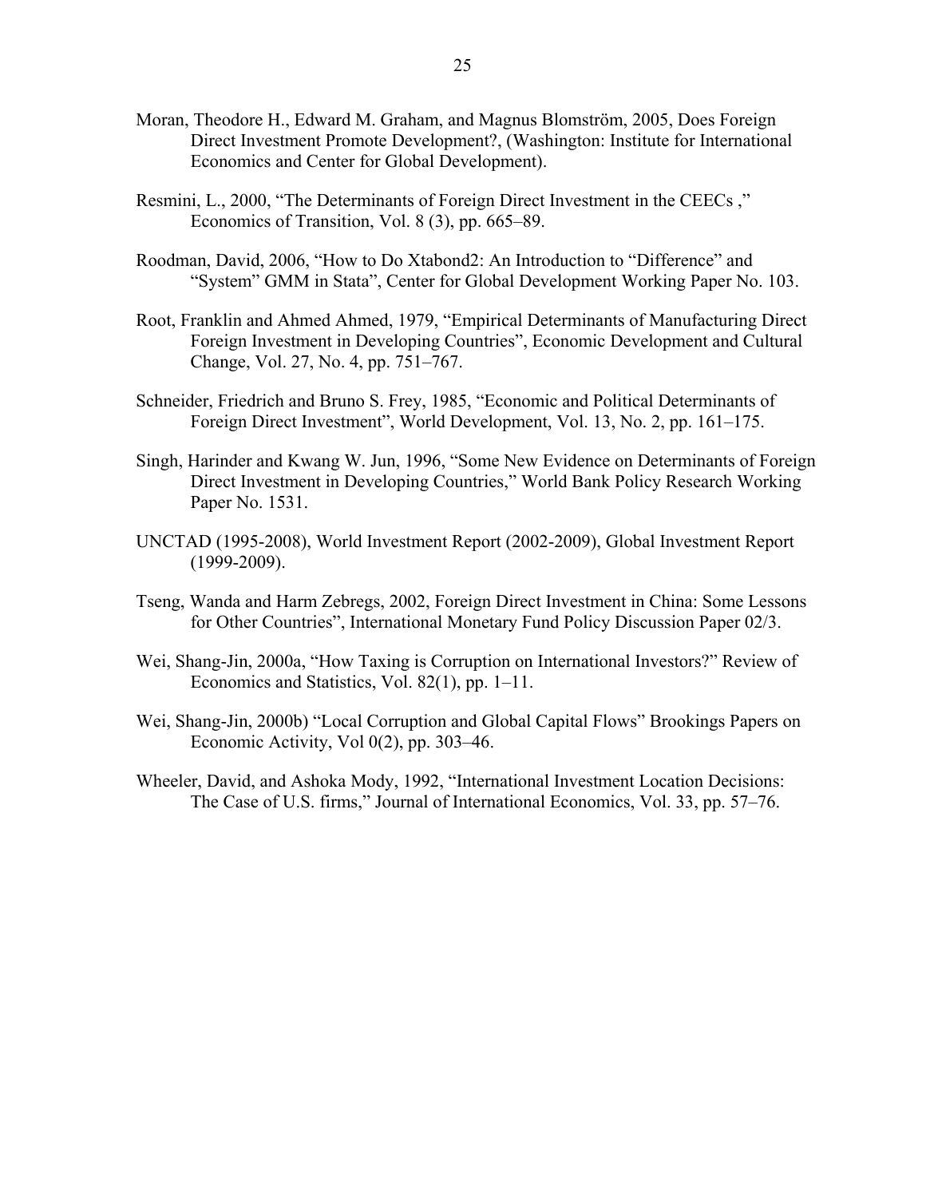Moran, Theodore H., Edward M. Graham, and Magnus Blomström, 2005, Does Foreign Direct Investment Promote Development?, (Washington: Institute for International Economics and Center for Global Development).

Resmini, L., 2000, "The Determinants of Foreign Direct Investment in the CEECs ," Economics of Transition, Vol. 8 (3), pp. 665–89.

Roodman, David, 2006, "How to Do Xtabond2: An Introduction to "Difference" and "System" GMM in Stata", Center for Global Development Working Paper No. 103.

Root, Franklin and Ahmed Ahmed, 1979, "Empirical Determinants of Manufacturing Direct Foreign Investment in Developing Countries", Economic Development and Cultural Change, Vol. 27, No. 4, pp. 751–767.

Schneider, Friedrich and Bruno S. Frey, 1985, "Economic and Political Determinants of Foreign Direct Investment", World Development, Vol. 13, No. 2, pp. 161–175.

Singh, Harinder and Kwang W. Jun, 1996, "Some New Evidence on Determinants of Foreign Direct Investment in Developing Countries," World Bank Policy Research Working Paper No. 1531.

UNCTAD (1995-2008), World Investment Report (2002-2009), Global Investment Report (1999-2009).

Tseng, Wanda and Harm Zebregs, 2002, Foreign Direct Investment in China: Some Lessons for Other Countries", International Monetary Fund Policy Discussion Paper 02/3.

Wei, Shang-Jin, 2000a, "How Taxing is Corruption on International Investors?" Review of Economics and Statistics, Vol. 82(1), pp. 1–11.

Wei, Shang-Jin, 2000b) "Local Corruption and Global Capital Flows" Brookings Papers on Economic Activity, Vol 0(2), pp. 303–46.

Wheeler, David, and Ashoka Mody, 1992, "International Investment Location Decisions: The Case of U.S. firms," Journal of International Economics, Vol. 33, pp. 57–76.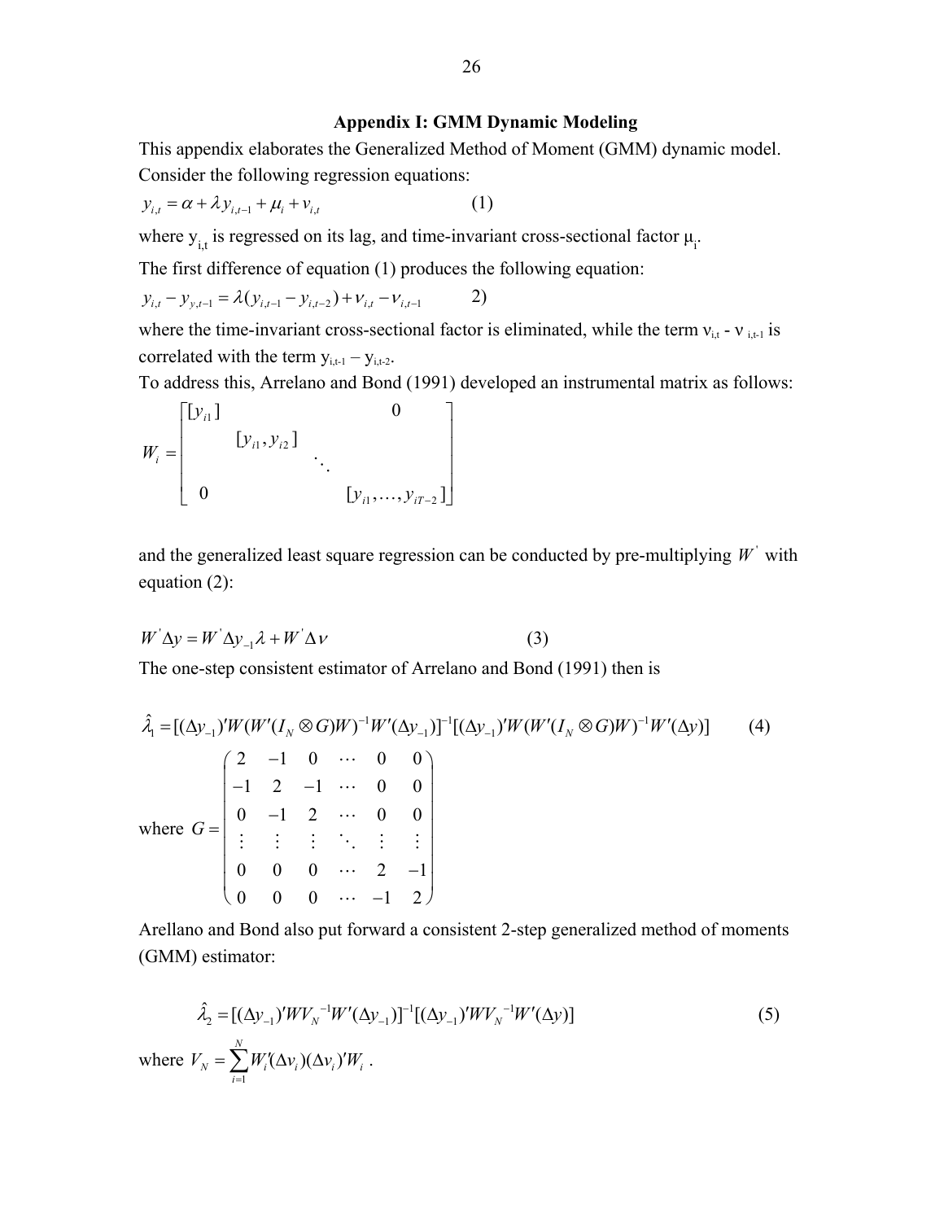## Appendix I: GMM Dynamic Modeling

This appendix elaborates the Generalized Method of Moment (GMM) dynamic model. Consider the following regression equations:

$$y_{i,t} = \alpha + \lambda y_{i,t-1} + \mu_i + v_{i,t} \qquad (1)$$

where $y_{i,t}$ is regressed on its lag, and time-invariant cross-sectional factor $\mu_i$.

The first difference of equation (1) produces the following equation:

$$y_{i,t} - y_{y,t-1} = \lambda(y_{i,t-1} - y_{i,t-2}) + v_{i,t} - v_{i,t-1} \qquad 2)$$

where the time-invariant cross-sectional factor is eliminated, while the term $v_{i,t}$ - $v_{i,t-1}$ is correlated with the term $y_{i,t-1} - y_{i,t-2}$.

To address this, Arrelano and Bond (1991) developed an instrumental matrix as follows:

$$W_i = \begin{bmatrix} [y_{i1}] & & & 0 \\ & [y_{i1}, y_{i2}] & & \\ & & \ddots & \\ 0 & & & [y_{i1}, \ldots, y_{iT-2}] \end{bmatrix}$$

and the generalized least square regression can be conducted by pre-multiplying $W^{'}$ with equation (2):

$$W^{'}\Delta y = W^{'}\Delta y_{-1}\lambda + W^{'}\Delta v \qquad (3)$$

The one-step consistent estimator of Arrelano and Bond (1991) then is

$$\hat{\lambda}_1 = [(\Delta y_{-1})'W(W'(I_N \otimes G)W)^{-1}W'(\Delta y_{-1})]^{-1}[(\Delta y_{-1})'W(W'(I_N \otimes G)W)^{-1}W'(\Delta y)] \qquad (4)$$

where $G = \begin{pmatrix} 2 & -1 & 0 & \cdots & 0 & 0 \\ -1 & 2 & -1 & \cdots & 0 & 0 \\ 0 & -1 & 2 & \cdots & 0 & 0 \\ \vdots & \vdots & \vdots & \ddots & \vdots & \vdots \\ 0 & 0 & 0 & \cdots & 2 & -1 \\ 0 & 0 & 0 & \cdots & -1 & 2 \end{pmatrix}$

Arellano and Bond also put forward a consistent 2-step generalized method of moments (GMM) estimator:

$$\hat{\lambda}_2 = [(\Delta y_{-1})'WV_N^{-1}W'(\Delta y_{-1})]^{-1}[(\Delta y_{-1})'WV_N^{-1}W'(\Delta y)] \qquad (5)$$

where $V_N = \sum_{i=1}^{N} W_i'(\Delta v_i)(\Delta v_i)'W_i$ .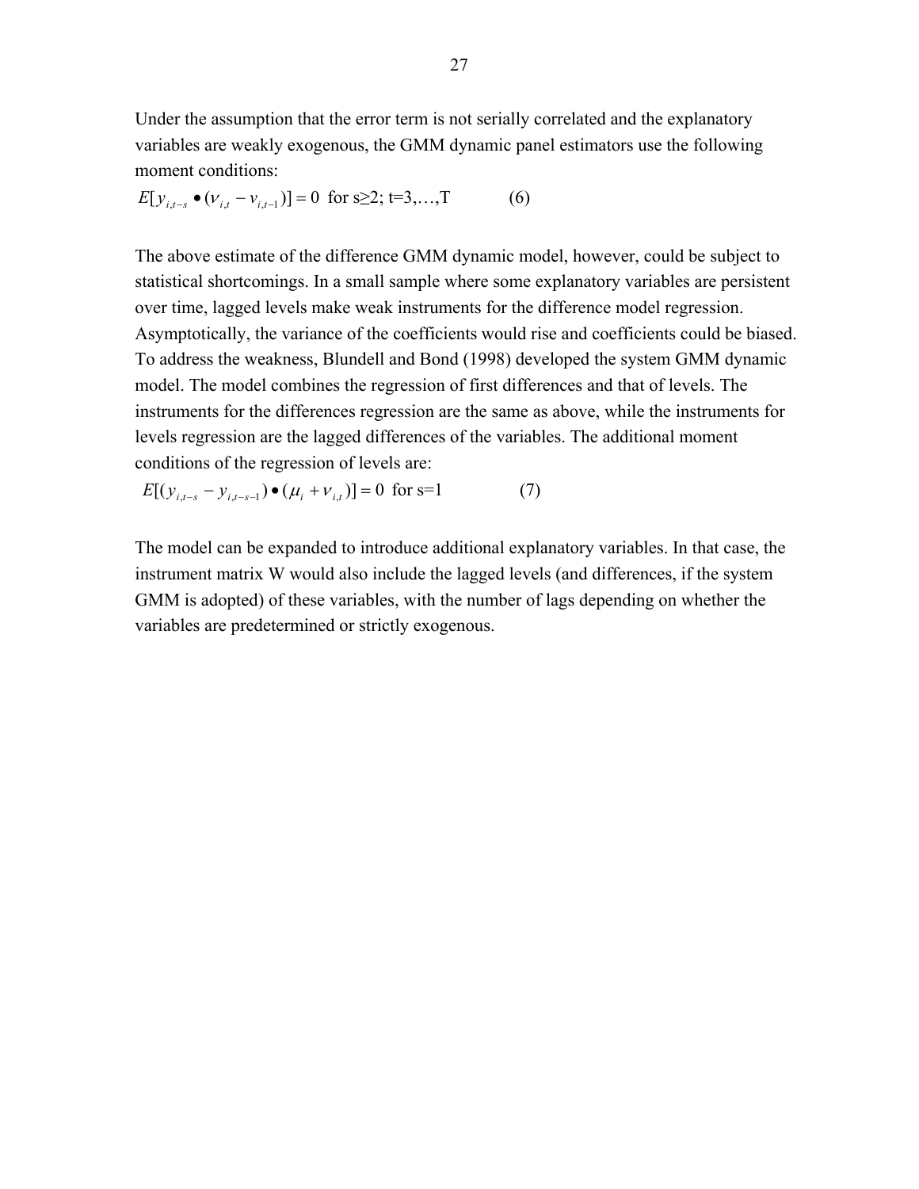Under the assumption that the error term is not serially correlated and the explanatory variables are weakly exogenous, the GMM dynamic panel estimators use the following moment conditions:

$$E[y_{i,t-s} \bullet (v_{i,t} - v_{i,t-1})] = 0 \text{ for s≥2; t=3,…,T} \qquad (6)$$

The above estimate of the difference GMM dynamic model, however, could be subject to statistical shortcomings. In a small sample where some explanatory variables are persistent over time, lagged levels make weak instruments for the difference model regression. Asymptotically, the variance of the coefficients would rise and coefficients could be biased. To address the weakness, Blundell and Bond (1998) developed the system GMM dynamic model. The model combines the regression of first differences and that of levels. The instruments for the differences regression are the same as above, while the instruments for levels regression are the lagged differences of the variables. The additional moment conditions of the regression of levels are:

$$E[(y_{i,t-s} - y_{i,t-s-1}) \bullet (\mu_i + v_{i,t})] = 0 \text{ for s=1} \qquad (7)$$

The model can be expanded to introduce additional explanatory variables. In that case, the instrument matrix W would also include the lagged levels (and differences, if the system GMM is adopted) of these variables, with the number of lags depending on whether the variables are predetermined or strictly exogenous.